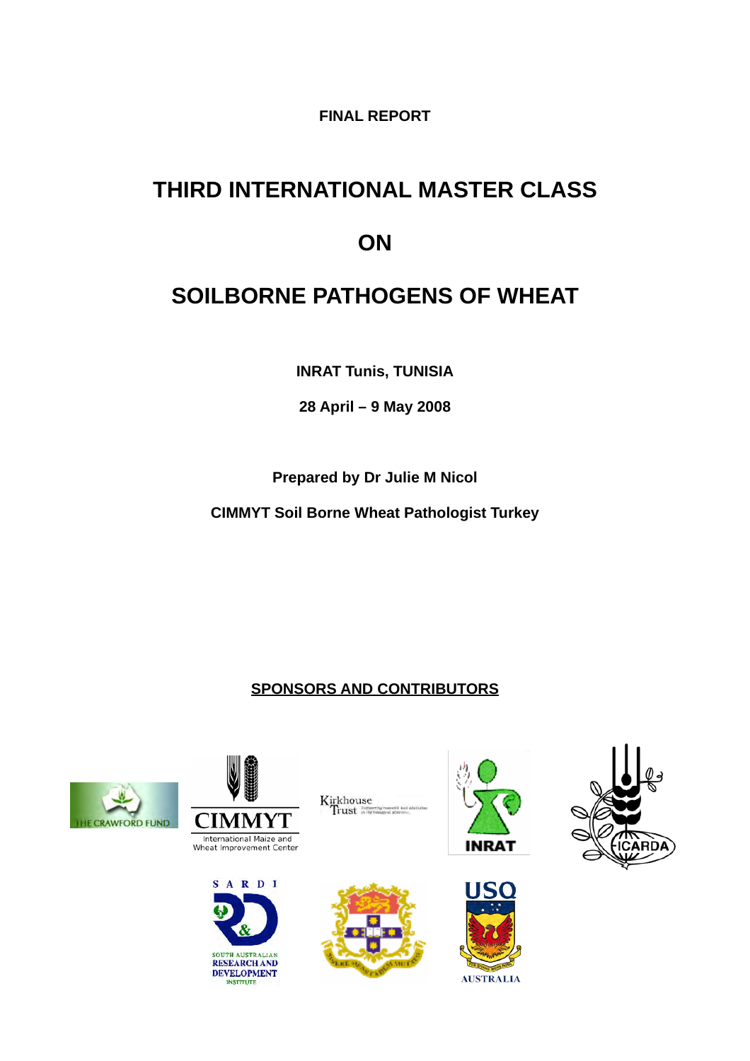**FINAL REPORT**

# THIRD INTERNATIONAL MASTER CLASS

# ON

# SOILBORNE PATHOGENS OF WHEAT

**INRAT Tunis, TUNISIA**

**28 April – 9 May 2008**

**Prepared by Dr Julie M Nicol**

**CIMMYT Soil Borne Wheat Pathologist Turkey**

**SPONSORS AND CONTRIBUTORS**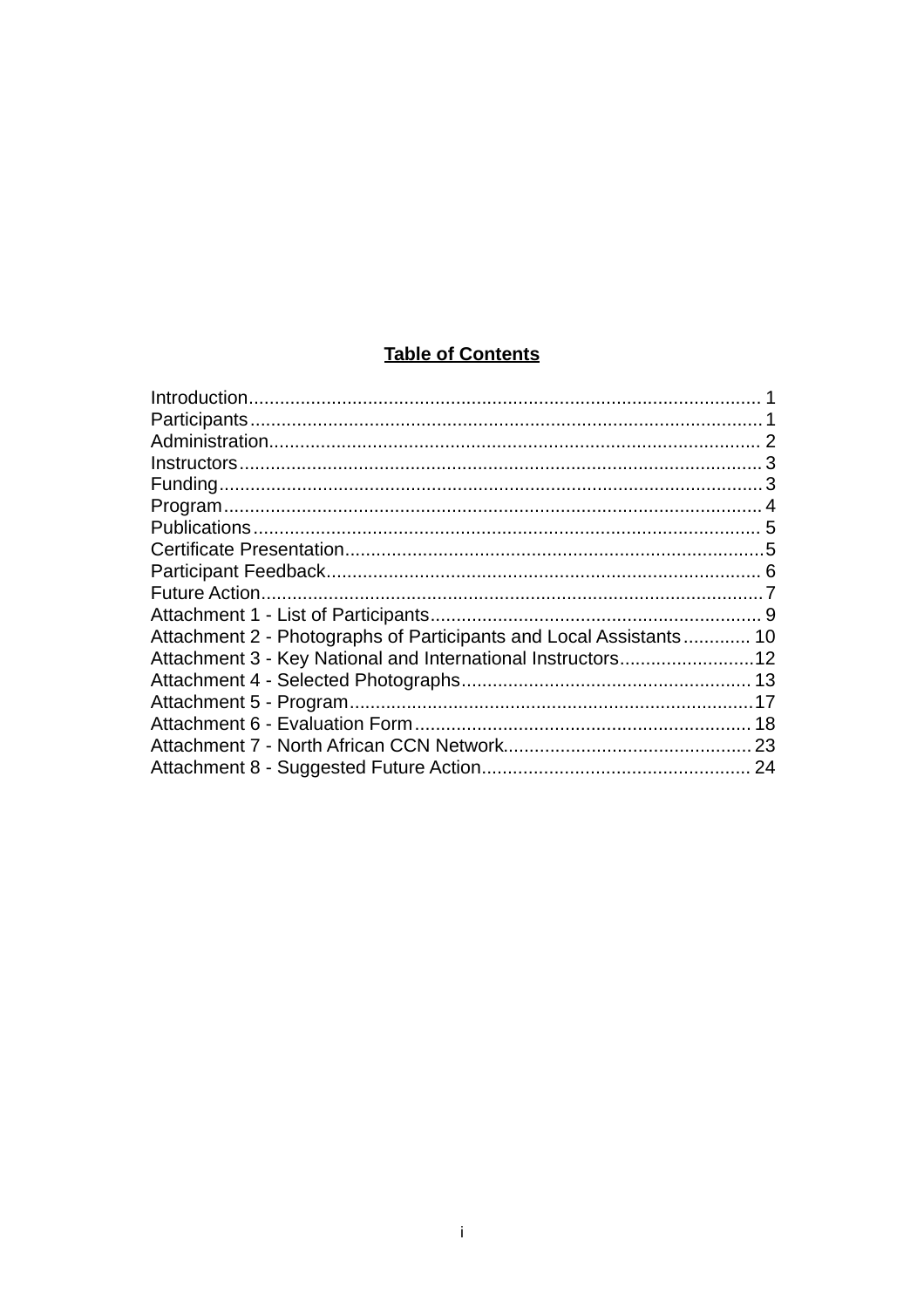## Table of Contents

Introduction........................................................................................... 1
Participants............................................................................................ 1
Administration........................................................................................ 2
Instructors.............................................................................................. 3
Funding................................................................................................... 3
Program.................................................................................................. 4
Publications............................................................................................ 5
Certificate Presentation.......................................................................... 5
Participant Feedback.............................................................................. 6
Future Action.......................................................................................... 7
Attachment 1 - List of Participants.......................................................... 9
Attachment 2 - Photographs of Participants and Local Assistants............ 10
Attachment 3 - Key National and International Instructors........................ 12
Attachment 4 - Selected Photographs....................................................... 13
Attachment 5 - Program........................................................................... 17
Attachment 6 - Evaluation Form............................................................... 18
Attachment 7 - North African CCN Network............................................. 23
Attachment 8 - Suggested Future Action.................................................. 24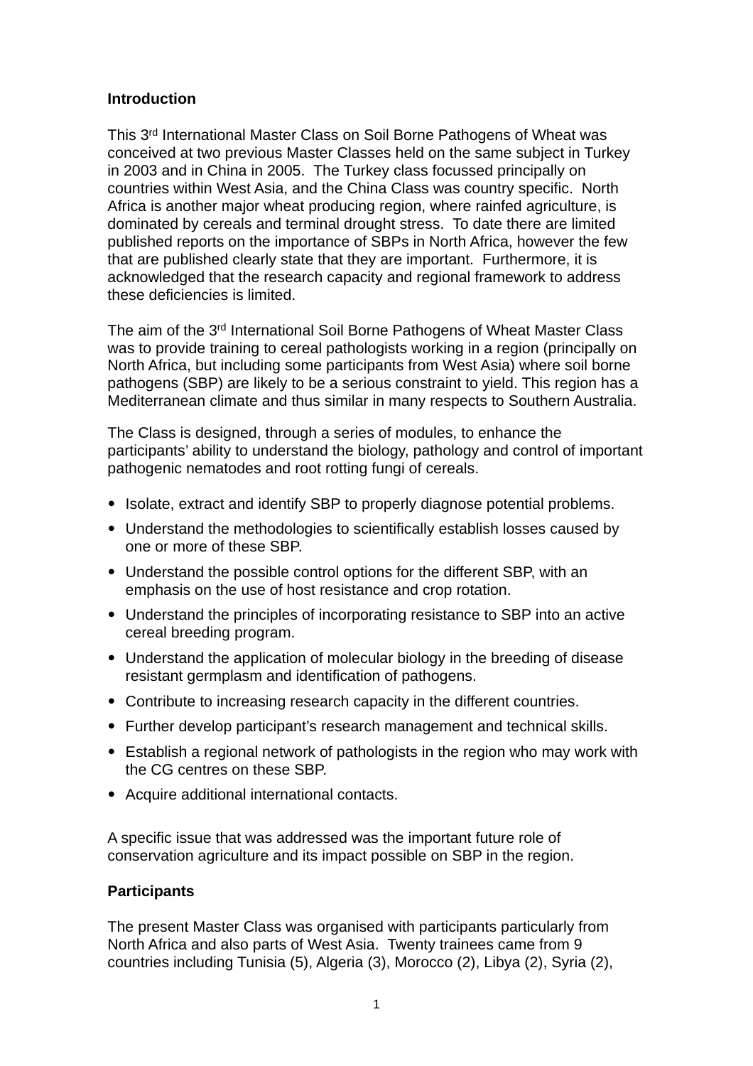**Introduction**

This 3rd International Master Class on Soil Borne Pathogens of Wheat was conceived at two previous Master Classes held on the same subject in Turkey in 2003 and in China in 2005. The Turkey class focussed principally on countries within West Asia, and the China Class was country specific. North Africa is another major wheat producing region, where rainfed agriculture, is dominated by cereals and terminal drought stress. To date there are limited published reports on the importance of SBPs in North Africa, however the few that are published clearly state that they are important. Furthermore, it is acknowledged that the research capacity and regional framework to address these deficiencies is limited.

The aim of the 3rd International Soil Borne Pathogens of Wheat Master Class was to provide training to cereal pathologists working in a region (principally on North Africa, but including some participants from West Asia) where soil borne pathogens (SBP) are likely to be a serious constraint to yield. This region has a Mediterranean climate and thus similar in many respects to Southern Australia.

The Class is designed, through a series of modules, to enhance the participants' ability to understand the biology, pathology and control of important pathogenic nematodes and root rotting fungi of cereals.

- Isolate, extract and identify SBP to properly diagnose potential problems.
- Understand the methodologies to scientifically establish losses caused by one or more of these SBP.
- Understand the possible control options for the different SBP, with an emphasis on the use of host resistance and crop rotation.
- Understand the principles of incorporating resistance to SBP into an active cereal breeding program.
- Understand the application of molecular biology in the breeding of disease resistant germplasm and identification of pathogens.
- Contribute to increasing research capacity in the different countries.
- Further develop participant's research management and technical skills.
- Establish a regional network of pathologists in the region who may work with the CG centres on these SBP.
- Acquire additional international contacts.

A specific issue that was addressed was the important future role of conservation agriculture and its impact possible on SBP in the region.

**Participants**

The present Master Class was organised with participants particularly from North Africa and also parts of West Asia. Twenty trainees came from 9 countries including Tunisia (5), Algeria (3), Morocco (2), Libya (2), Syria (2),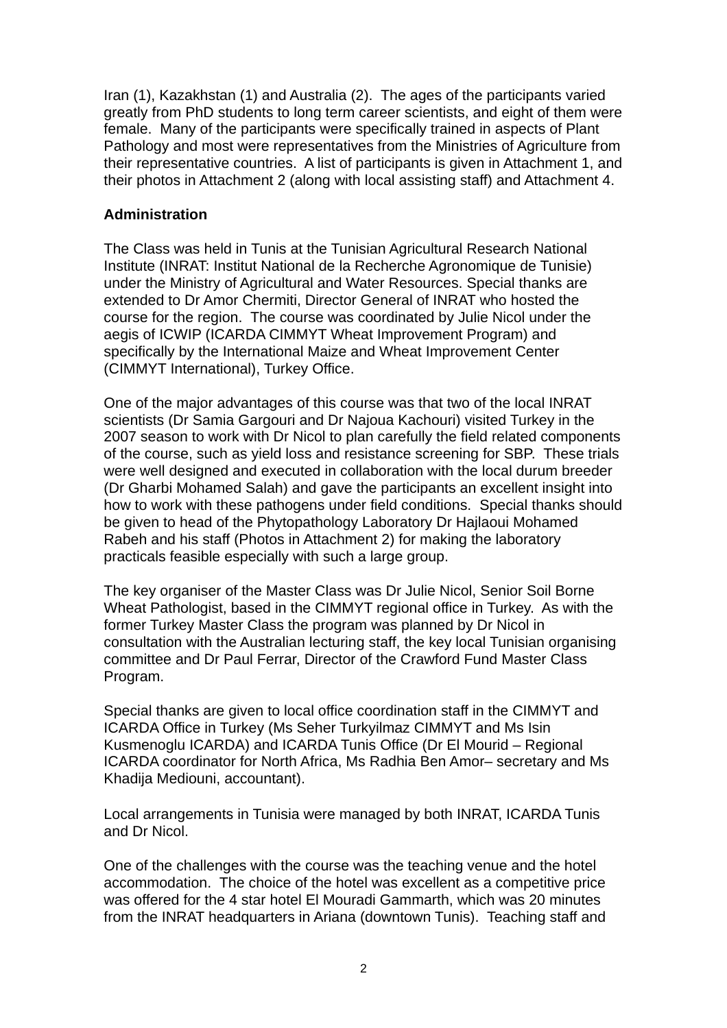Iran (1), Kazakhstan (1) and Australia (2). The ages of the participants varied greatly from PhD students to long term career scientists, and eight of them were female. Many of the participants were specifically trained in aspects of Plant Pathology and most were representatives from the Ministries of Agriculture from their representative countries. A list of participants is given in Attachment 1, and their photos in Attachment 2 (along with local assisting staff) and Attachment 4.

**Administration**

The Class was held in Tunis at the Tunisian Agricultural Research National Institute (INRAT: Institut National de la Recherche Agronomique de Tunisie) under the Ministry of Agricultural and Water Resources. Special thanks are extended to Dr Amor Chermiti, Director General of INRAT who hosted the course for the region. The course was coordinated by Julie Nicol under the aegis of ICWIP (ICARDA CIMMYT Wheat Improvement Program) and specifically by the International Maize and Wheat Improvement Center (CIMMYT International), Turkey Office.

One of the major advantages of this course was that two of the local INRAT scientists (Dr Samia Gargouri and Dr Najoua Kachouri) visited Turkey in the 2007 season to work with Dr Nicol to plan carefully the field related components of the course, such as yield loss and resistance screening for SBP. These trials were well designed and executed in collaboration with the local durum breeder (Dr Gharbi Mohamed Salah) and gave the participants an excellent insight into how to work with these pathogens under field conditions. Special thanks should be given to head of the Phytopathology Laboratory Dr Hajlaoui Mohamed Rabeh and his staff (Photos in Attachment 2) for making the laboratory practicals feasible especially with such a large group.

The key organiser of the Master Class was Dr Julie Nicol, Senior Soil Borne Wheat Pathologist, based in the CIMMYT regional office in Turkey. As with the former Turkey Master Class the program was planned by Dr Nicol in consultation with the Australian lecturing staff, the key local Tunisian organising committee and Dr Paul Ferrar, Director of the Crawford Fund Master Class Program.

Special thanks are given to local office coordination staff in the CIMMYT and ICARDA Office in Turkey (Ms Seher Turkyilmaz CIMMYT and Ms Isin Kusmenoglu ICARDA) and ICARDA Tunis Office (Dr El Mourid – Regional ICARDA coordinator for North Africa, Ms Radhia Ben Amor– secretary and Ms Khadija Mediouni, accountant).

Local arrangements in Tunisia were managed by both INRAT, ICARDA Tunis and Dr Nicol.

One of the challenges with the course was the teaching venue and the hotel accommodation. The choice of the hotel was excellent as a competitive price was offered for the 4 star hotel El Mouradi Gammarth, which was 20 minutes from the INRAT headquarters in Ariana (downtown Tunis). Teaching staff and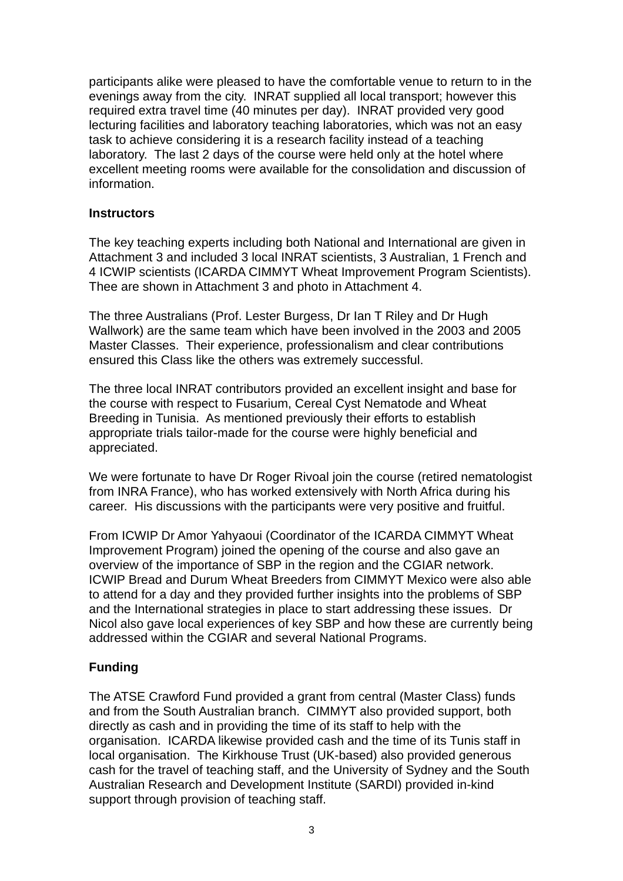participants alike were pleased to have the comfortable venue to return to in the evenings away from the city. INRAT supplied all local transport; however this required extra travel time (40 minutes per day). INRAT provided very good lecturing facilities and laboratory teaching laboratories, which was not an easy task to achieve considering it is a research facility instead of a teaching laboratory. The last 2 days of the course were held only at the hotel where excellent meeting rooms were available for the consolidation and discussion of information.

**Instructors**

The key teaching experts including both National and International are given in Attachment 3 and included 3 local INRAT scientists, 3 Australian, 1 French and 4 ICWIP scientists (ICARDA CIMMYT Wheat Improvement Program Scientists). Thee are shown in Attachment 3 and photo in Attachment 4.

The three Australians (Prof. Lester Burgess, Dr Ian T Riley and Dr Hugh Wallwork) are the same team which have been involved in the 2003 and 2005 Master Classes. Their experience, professionalism and clear contributions ensured this Class like the others was extremely successful.

The three local INRAT contributors provided an excellent insight and base for the course with respect to Fusarium, Cereal Cyst Nematode and Wheat Breeding in Tunisia. As mentioned previously their efforts to establish appropriate trials tailor-made for the course were highly beneficial and appreciated.

We were fortunate to have Dr Roger Rivoal join the course (retired nematologist from INRA France), who has worked extensively with North Africa during his career. His discussions with the participants were very positive and fruitful.

From ICWIP Dr Amor Yahyaoui (Coordinator of the ICARDA CIMMYT Wheat Improvement Program) joined the opening of the course and also gave an overview of the importance of SBP in the region and the CGIAR network. ICWIP Bread and Durum Wheat Breeders from CIMMYT Mexico were also able to attend for a day and they provided further insights into the problems of SBP and the International strategies in place to start addressing these issues. Dr Nicol also gave local experiences of key SBP and how these are currently being addressed within the CGIAR and several National Programs.

**Funding**

The ATSE Crawford Fund provided a grant from central (Master Class) funds and from the South Australian branch. CIMMYT also provided support, both directly as cash and in providing the time of its staff to help with the organisation. ICARDA likewise provided cash and the time of its Tunis staff in local organisation. The Kirkhouse Trust (UK-based) also provided generous cash for the travel of teaching staff, and the University of Sydney and the South Australian Research and Development Institute (SARDI) provided in-kind support through provision of teaching staff.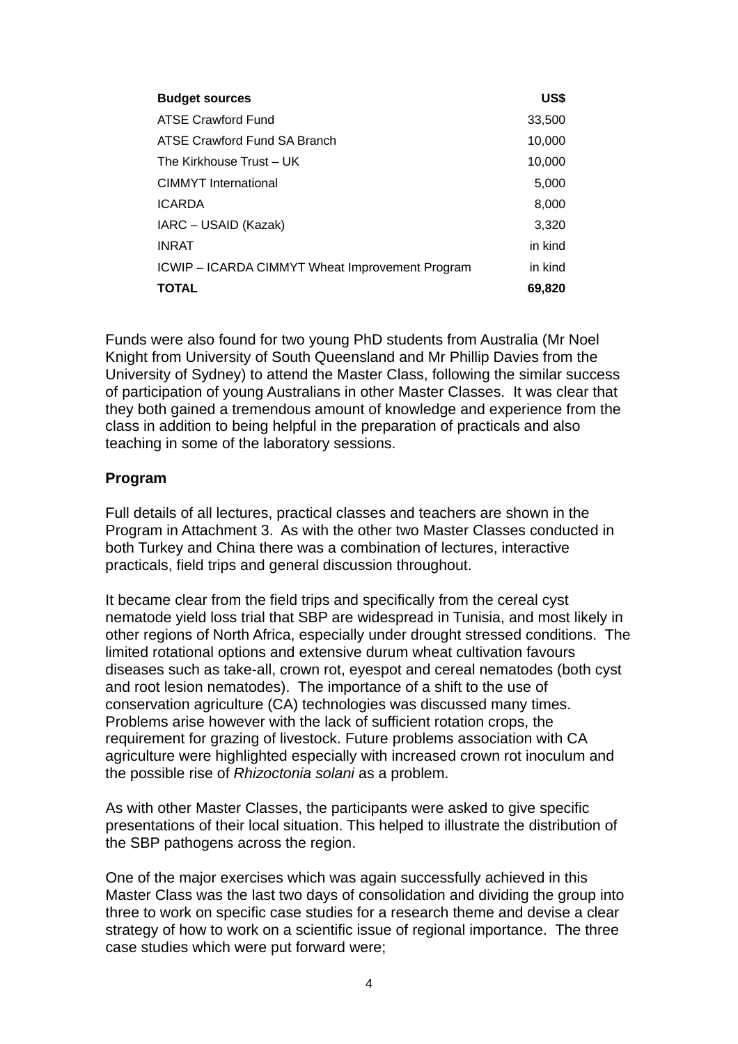| **Budget sources** | **US$** |
|---|---|
| ATSE Crawford Fund | 33,500 |
| ATSE Crawford Fund SA Branch | 10,000 |
| The Kirkhouse Trust – UK | 10,000 |
| CIMMYT International | 5,000 |
| ICARDA | 8,000 |
| IARC – USAID (Kazak) | 3,320 |
| INRAT | in kind |
| ICWIP – ICARDA CIMMYT Wheat Improvement Program | in kind |
| **TOTAL** | **69,820** |

Funds were also found for two young PhD students from Australia (Mr Noel Knight from University of South Queensland and Mr Phillip Davies from the University of Sydney) to attend the Master Class, following the similar success of participation of young Australians in other Master Classes. It was clear that they both gained a tremendous amount of knowledge and experience from the class in addition to being helpful in the preparation of practicals and also teaching in some of the laboratory sessions.

**Program**

Full details of all lectures, practical classes and teachers are shown in the Program in Attachment 3. As with the other two Master Classes conducted in both Turkey and China there was a combination of lectures, interactive practicals, field trips and general discussion throughout.

It became clear from the field trips and specifically from the cereal cyst nematode yield loss trial that SBP are widespread in Tunisia, and most likely in other regions of North Africa, especially under drought stressed conditions. The limited rotational options and extensive durum wheat cultivation favours diseases such as take-all, crown rot, eyespot and cereal nematodes (both cyst and root lesion nematodes). The importance of a shift to the use of conservation agriculture (CA) technologies was discussed many times. Problems arise however with the lack of sufficient rotation crops, the requirement for grazing of livestock. Future problems association with CA agriculture were highlighted especially with increased crown rot inoculum and the possible rise of *Rhizoctonia solani* as a problem.

As with other Master Classes, the participants were asked to give specific presentations of their local situation. This helped to illustrate the distribution of the SBP pathogens across the region.

One of the major exercises which was again successfully achieved in this Master Class was the last two days of consolidation and dividing the group into three to work on specific case studies for a research theme and devise a clear strategy of how to work on a scientific issue of regional importance. The three case studies which were put forward were;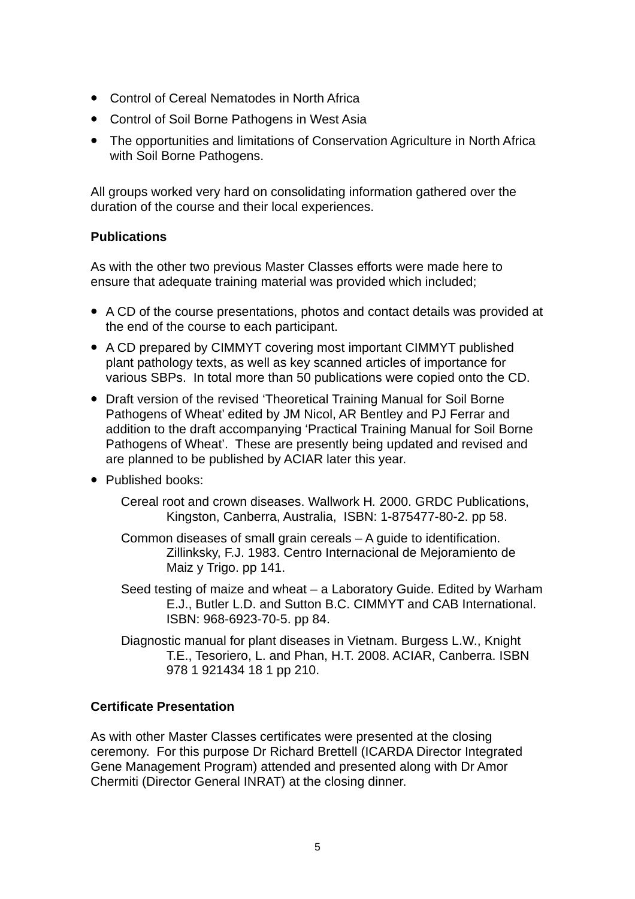- Control of Cereal Nematodes in North Africa
- Control of Soil Borne Pathogens in West Asia
- The opportunities and limitations of Conservation Agriculture in North Africa with Soil Borne Pathogens.

All groups worked very hard on consolidating information gathered over the duration of the course and their local experiences.

**Publications**

As with the other two previous Master Classes efforts were made here to ensure that adequate training material was provided which included;

- A CD of the course presentations, photos and contact details was provided at the end of the course to each participant.
- A CD prepared by CIMMYT covering most important CIMMYT published plant pathology texts, as well as key scanned articles of importance for various SBPs. In total more than 50 publications were copied onto the CD.
- Draft version of the revised 'Theoretical Training Manual for Soil Borne Pathogens of Wheat' edited by JM Nicol, AR Bentley and PJ Ferrar and addition to the draft accompanying 'Practical Training Manual for Soil Borne Pathogens of Wheat'. These are presently being updated and revised and are planned to be published by ACIAR later this year.
- Published books:

  Cereal root and crown diseases. Wallwork H. 2000. GRDC Publications, Kingston, Canberra, Australia, ISBN: 1-875477-80-2. pp 58.

  Common diseases of small grain cereals – A guide to identification. Zillinksky, F.J. 1983. Centro Internacional de Mejoramiento de Maiz y Trigo. pp 141.

  Seed testing of maize and wheat – a Laboratory Guide. Edited by Warham E.J., Butler L.D. and Sutton B.C. CIMMYT and CAB International. ISBN: 968-6923-70-5. pp 84.

  Diagnostic manual for plant diseases in Vietnam. Burgess L.W., Knight T.E., Tesoriero, L. and Phan, H.T. 2008. ACIAR, Canberra. ISBN 978 1 921434 18 1 pp 210.

**Certificate Presentation**

As with other Master Classes certificates were presented at the closing ceremony. For this purpose Dr Richard Brettell (ICARDA Director Integrated Gene Management Program) attended and presented along with Dr Amor Chermiti (Director General INRAT) at the closing dinner.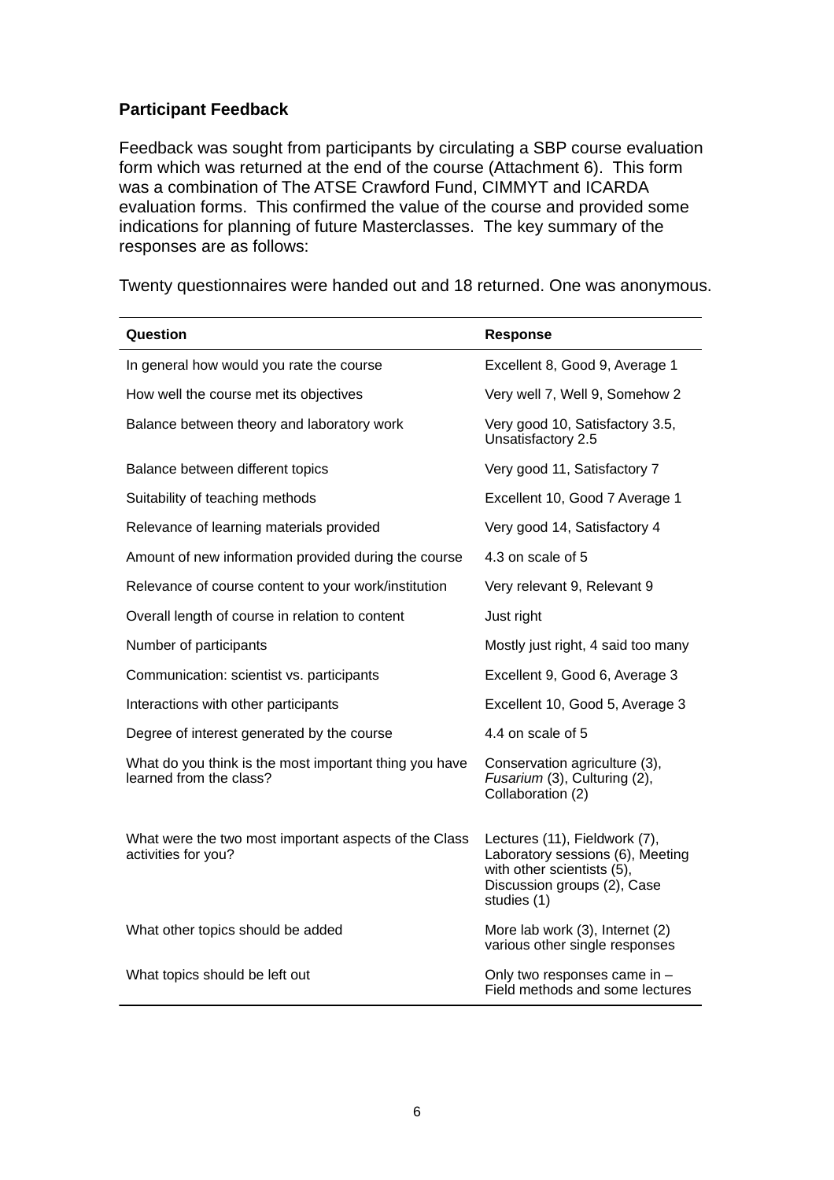**Participant Feedback**

Feedback was sought from participants by circulating a SBP course evaluation form which was returned at the end of the course (Attachment 6). This form was a combination of The ATSE Crawford Fund, CIMMYT and ICARDA evaluation forms. This confirmed the value of the course and provided some indications for planning of future Masterclasses. The key summary of the responses are as follows:

Twenty questionnaires were handed out and 18 returned. One was anonymous.

| Question | Response |
|---|---|
| In general how would you rate the course | Excellent 8, Good 9, Average 1 |
| How well the course met its objectives | Very well 7, Well 9, Somehow 2 |
| Balance between theory and laboratory work | Very good 10, Satisfactory 3.5, Unsatisfactory 2.5 |
| Balance between different topics | Very good 11, Satisfactory 7 |
| Suitability of teaching methods | Excellent 10, Good 7 Average 1 |
| Relevance of learning materials provided | Very good 14, Satisfactory 4 |
| Amount of new information provided during the course | 4.3 on scale of 5 |
| Relevance of course content to your work/institution | Very relevant 9, Relevant 9 |
| Overall length of course in relation to content | Just right |
| Number of participants | Mostly just right, 4 said too many |
| Communication: scientist vs. participants | Excellent 9, Good 6, Average 3 |
| Interactions with other participants | Excellent 10, Good 5, Average 3 |
| Degree of interest generated by the course | 4.4 on scale of 5 |
| What do you think is the most important thing you have learned from the class? | Conservation agriculture (3), *Fusarium* (3), Culturing (2), Collaboration (2) |
| What were the two most important aspects of the Class activities for you? | Lectures (11), Fieldwork (7), Laboratory sessions (6), Meeting with other scientists (5), Discussion groups (2), Case studies (1) |
| What other topics should be added | More lab work (3), Internet (2) various other single responses |
| What topics should be left out | Only two responses came in – Field methods and some lectures |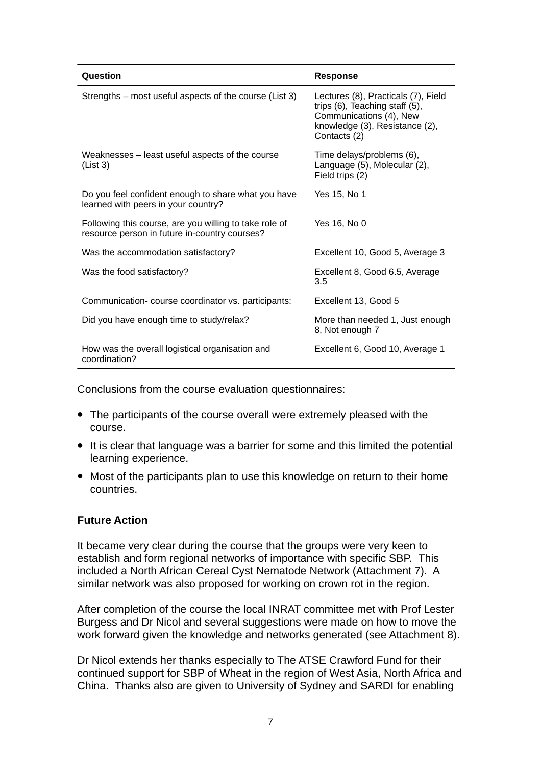| Question | Response |
|---|---|
| Strengths – most useful aspects of the course (List 3) | Lectures (8), Practicals (7), Field trips (6), Teaching staff (5), Communications (4), New knowledge (3), Resistance (2), Contacts (2) |
| Weaknesses – least useful aspects of the course (List 3) | Time delays/problems (6), Language (5), Molecular (2), Field trips (2) |
| Do you feel confident enough to share what you have learned with peers in your country? | Yes 15, No 1 |
| Following this course, are you willing to take role of resource person in future in-country courses? | Yes 16, No 0 |
| Was the accommodation satisfactory? | Excellent 10, Good 5, Average 3 |
| Was the food satisfactory? | Excellent 8, Good 6.5, Average 3.5 |
| Communication- course coordinator vs. participants: | Excellent 13, Good 5 |
| Did you have enough time to study/relax? | More than needed 1, Just enough 8, Not enough 7 |
| How was the overall logistical organisation and coordination? | Excellent 6, Good 10, Average 1 |

Conclusions from the course evaluation questionnaires:

- The participants of the course overall were extremely pleased with the course.
- It is clear that language was a barrier for some and this limited the potential learning experience.
- Most of the participants plan to use this knowledge on return to their home countries.

**Future Action**

It became very clear during the course that the groups were very keen to establish and form regional networks of importance with specific SBP. This included a North African Cereal Cyst Nematode Network (Attachment 7). A similar network was also proposed for working on crown rot in the region.

After completion of the course the local INRAT committee met with Prof Lester Burgess and Dr Nicol and several suggestions were made on how to move the work forward given the knowledge and networks generated (see Attachment 8).

Dr Nicol extends her thanks especially to The ATSE Crawford Fund for their continued support for SBP of Wheat in the region of West Asia, North Africa and China. Thanks also are given to University of Sydney and SARDI for enabling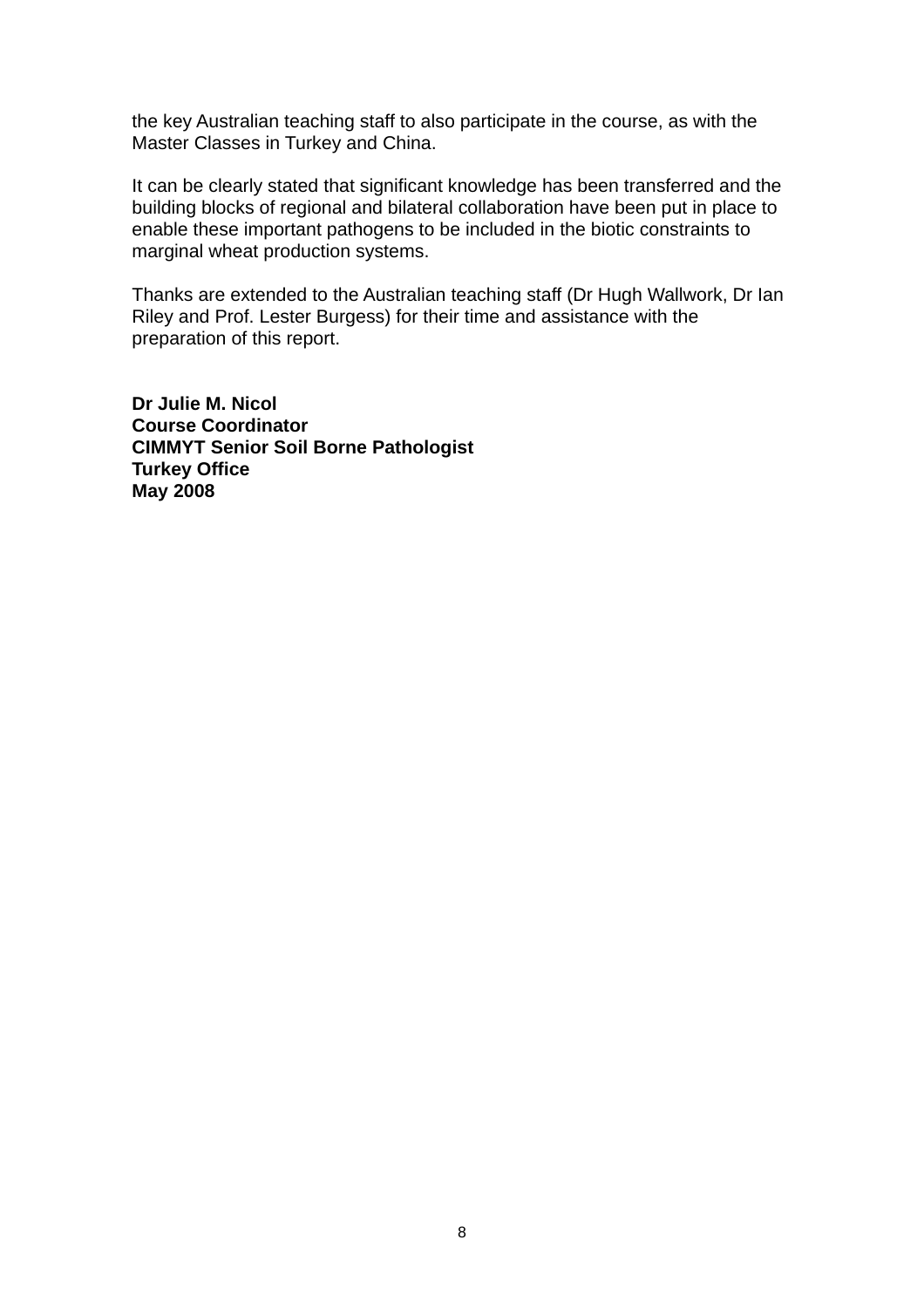the key Australian teaching staff to also participate in the course, as with the Master Classes in Turkey and China.

It can be clearly stated that significant knowledge has been transferred and the building blocks of regional and bilateral collaboration have been put in place to enable these important pathogens to be included in the biotic constraints to marginal wheat production systems.

Thanks are extended to the Australian teaching staff (Dr Hugh Wallwork, Dr Ian Riley and Prof. Lester Burgess) for their time and assistance with the preparation of this report.

**Dr Julie M. Nicol**
**Course Coordinator**
**CIMMYT Senior Soil Borne Pathologist**
**Turkey Office**
**May 2008**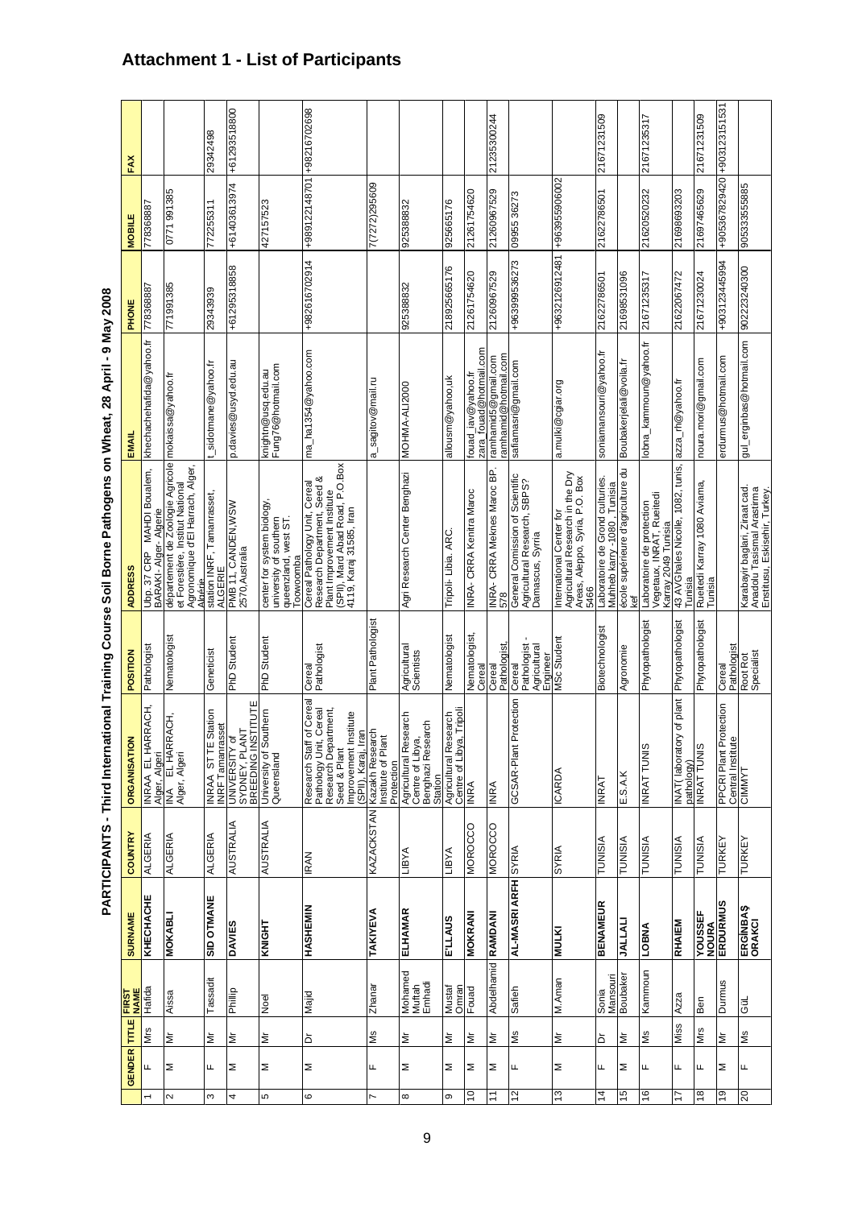# Attachment 1 - List of Participants

## PARTICIPANTS - Third International Training Course Soil Borne Pathogens on Wheat, 28 April - 9 May 2008

| | GENDER | TITLE | FIRST NAME | SURNAME | COUNTRY | ORGANISATION | POSITION | ADDRESS | EMAIL | PHONE | MOBILE | FAX |
|---|---|---|---|---|---|---|---|---|---|---|---|---|
| 1 | F | Mrs | Hafida | KHECHACHE | ALGERIA | INRAA EL HARRACH, Alger, Algeri | Pathologist | Ubp 37 CRP MAHDI Boualem, BARAKI- Alger- Algerie | khechachehafida@yahoo.fr | 778368887 | 778368887 | |
| 2 | M | Mr | Aissa | MOKABLI | ALGERIA | INA EL HARRACH, Alger, Algeri | Nematologist | département de Zoologie Agricole et Forestière, Institut National Agronomique d'El Harrach, Alger, Algérie | mokaissa@yahoo.fr | 771991385 | 0771 991385 | |
| 3 | F | Mr | Tassadit | SID OTMANE | ALGERIA | INRAA ST TE Station INRF Tamanrasset | Geneticist | station INRF, Tamanrasset, ALGERIE | t_sidotmane@yahoo.fr | 29343939 | 772255311 | 29342498 |
| 4 | M | Mr | Phillip | DAVIES | AUSTRALIA | UNIVERSITY of SYDNEY, PLANT BREEDING INSTITUTE | PhD Student | PMB 11, CANDEN,WSW 2570,Australia | p.davies@usyd.edu.au | +61295318858 | +61403613974 | +61293518800 |
| 5 | M | Mr | Noel | KNIGHT | AUSTRALIA | University of Southern Queensland | PhD Student | center for system biology, university of southern queenzland, west ST. Toowoomba | knightn@usq.edu.au Fung76@hotmail.com | | 427157523 | |
| 6 | M | Dr | Majid | HASHEMIN | IRAN | Research Staff of Cereal Pathology Unit, Cereal Research Department, Seed & Plant Improvement Institute (SPII), Karaj, Iran | Cereal Pathologist | Cereal Pathology Unit, Cereal Research Department, Seed & Plant Improvement Institute (SPII), Mard Abad Road, P.O.Box 4119, Karaj 31585, Iran | ma_ha1354@yahoo.com | +982616702914 | +989122148701 | +9821602698 |
| 7 | F | Ms | Zhanar | TAKIYEVA | KAZACKSTAN | Kazakh Research Institute of Plant Protection | Plant Pathologist | | a_sagitov@mail.ru | | 7(7272)295609 | |
| 8 | M | Mr | Mohamed Muftah Emhadi | ELHAMAR | LIBYA | Agricultural Research Centre of Libya, Benghazi Research Station | Agricultural Scientists | Agri Research Center Benghazi | MOHMA-ALI2000 | 925388832 | 925388832 | |
| 9 | M | Mr | Mustaf Omran | E'LLAUS | LIBYA | Agricultural Research Centre of Libya, Tripoli | Nematologist | Tripoli- Libia. ARC. | allousm@yahoo.uk | 218925665176 | 925665176 | |
| 10 | M | Mr | Fouad | MOKRANI | MOROCCO | INRA | Nematologist, Cereal | INRA- CRRA Kenitra Maroc | fouad_iav@yahoo.fr zara_fouad@hotmail.com | 21261754620 | 21261754620 | |
| 11 | M | Mr | Abdelhamid | RAMDANI | MOROCCO | INRA | Cereal Pathologist, | INRA- CRRA Meknes Maroc BP. 578 | ramhamid5@gmail.com ramhamid@hotmail.com | 21260967529 | 21260967529 | 21235300244 |
| 12 | F | Ms | Safieh | AL-MASRI ARFH | SYRIA | GCSAR-Plant Protection | Cereal Pathologist - Agricultural Engineer | General Comission of Scientific Agricultural Research, SBPS? Damascus, Syria | safiamasri@gmail.com | +963999536273 | 09955 36273 | |
| 13 | M | Mr | M.Anan | MULKI | SYRIA | ICARDA | MSc Student | International Center for Agricultural Research in the Dry Areas, Aleppo, Syria, P.O. Box 5466 | a.mulki@cgiar.org | +963212691248​1 | +963955906002 | |
| 14 | F | Dr | Sonia Mansouri | BENAMEUR | TUNISIA | INRAT | Biotechnologist | Laboratoire de Grond culturies. Muhheb karry -1080 , Tunisia | soniamansouri@yahoo.fr | 21622786501 | 21622786501 | 21671231509 |
| 15 | M | Mr | Boubaker | JALLALI | TUNISIA | E.S.A.K | Agronomie | école supérieure d'agriculture du kef | Boubakerjelali@voila.fr | 21698531096 | | |
| 16 | F | Ms | Kammoun | LOBNA | TUNISIA | INRAT TUNIS | Phytopathologist | Laboratoire de protection Vegetaux, INRAT, Rueitedi Karray 2049 Tunisia | lobna_kammoun@yahoo.fr | 21671235317 | 21620520232 | 21671235317 |
| 17 | F | Miss | Azza | RHAIEM | TUNISIA | INAT( laboratory of plant pathology) | Phytopathologist | 43 AVGhales Nicolle, 1082, tunis, Tunisia | azza_rh@yahoo.fr | 21622067472 | 21698693203 | |
| 18 | F | Mrs | Ben | YOUSSEF NOURA | TUNISIA | INRAT TUNIS | Phytopathologist | Rueitedi Karray 1080 Aviama, Tunisia | noura.mori@gmail.com | 21671230024 | 21697465629 | 21671231509 |
| 19 | M | Mr | Durmus | ERDURMUS | TURKEY | PPCRI Plant Protection Central Institue | Cereal Pathologist | | erdurmus@hotmail.com | +903123445994 | +905367829420 | +903123151531 |
| 20 | F | Ms | Gül | ERGİNBAŞ ORAKCI | TURKEY | CIMMYT | Root Rot Specialist | Karabayir baglari, Ziraat cad. Anadolu Tasismal Arastirma Enstitusu, Eskisehir, Turkey. | gul_erginbas@hotmail.com | 902223240300 | 905333555885 | |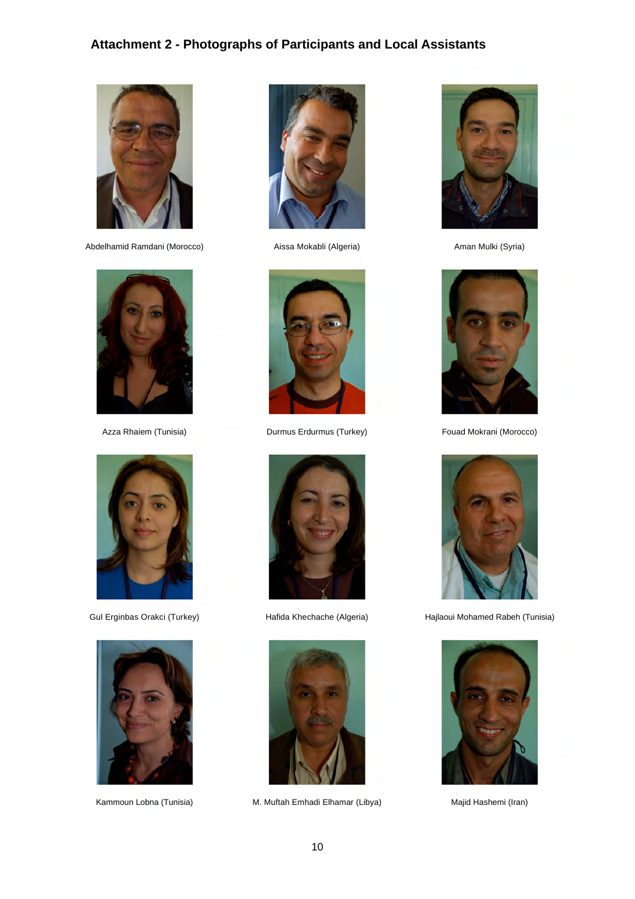## Attachment 2 - Photographs of Participants and Local Assistants

Abdelhamid Ramdani (Morocco)

Aissa Mokabli (Algeria)

Aman Mulki (Syria)

Azza Rhaiem (Tunisia)

Durmus Erdurmus (Turkey)

Fouad Mokrani (Morocco)

Gul Erginbas Orakci (Turkey)

Hafida Khechache (Algeria)

Hajlaoui Mohamed Rabeh (Tunisia)

Kammoun Lobna (Tunisia)

M. Muftah Emhadi Elhamar (Libya)

Majid Hashemi (Iran)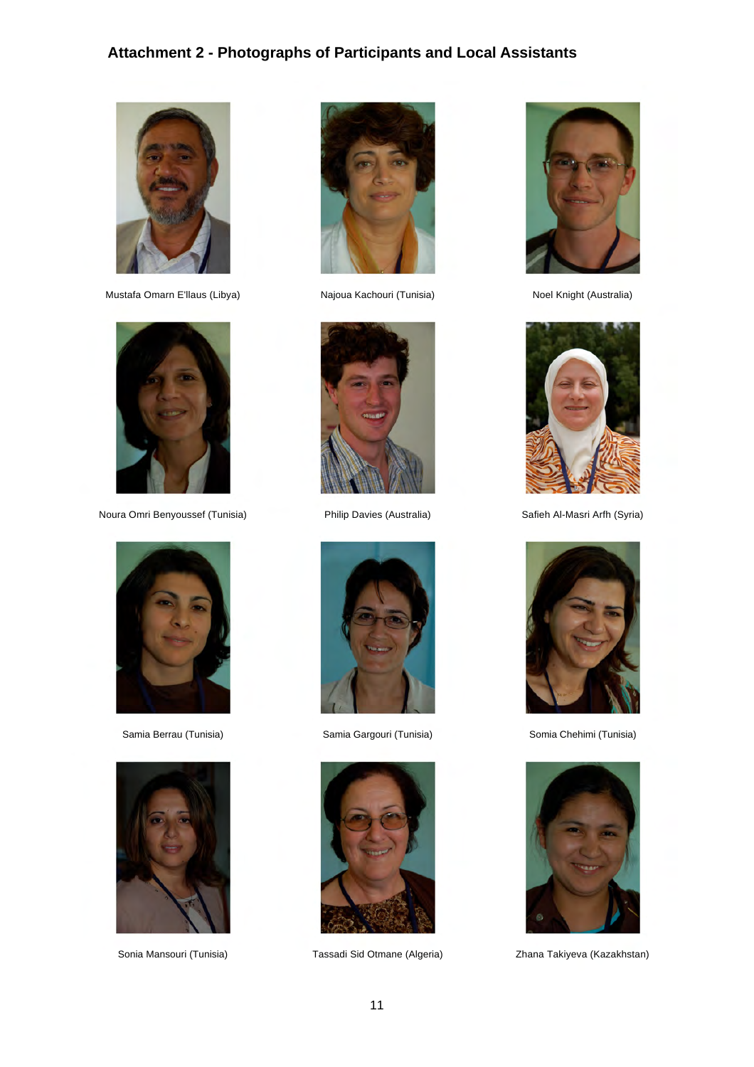## Attachment 2 - Photographs of Participants and Local Assistants

Mustafa Omarn E'llaus (Libya)

Najoua Kachouri (Tunisia)

Noel Knight (Australia)

Noura Omri Benyoussef (Tunisia)

Philip Davies (Australia)

Safieh Al-Masri Arfh (Syria)

Samia Berrau (Tunisia)

Samia Gargouri (Tunisia)

Somia Chehimi (Tunisia)

Sonia Mansouri (Tunisia)

Tassadi Sid Otmane (Algeria)

Zhana Takiyeva (Kazakhstan)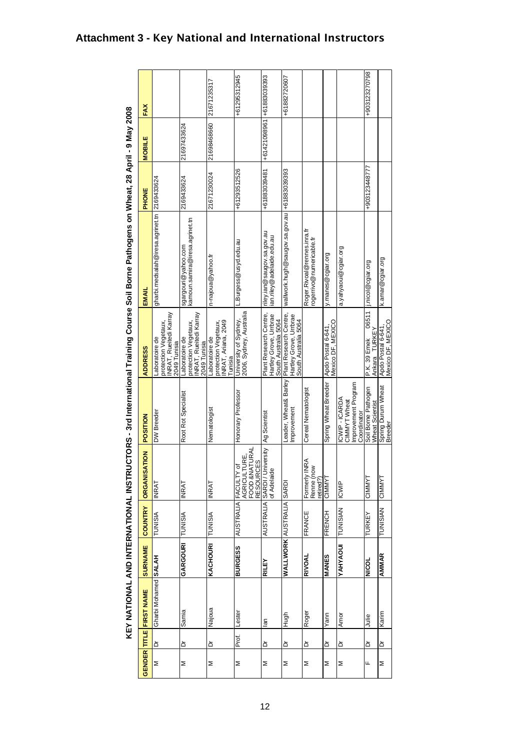## Attachment 3 - Key National and International Instructors

**KEY NATIONAL AND INTERNATIONAL INSTRUCTORS - 3rd International Training Course Soil Borne Pathogens on Wheat, 28 April - 9 May 2008**

| GENDER | TITLE | FIRST NAME | SURNAME | COUNTRY | ORGANISATION | POSITION | ADDRESS | EMAIL | PHONE | MOBILE | FAX |
|---|---|---|---|---|---|---|---|---|---|---|---|
| M | Dr | Gharbi Mohamed | **SALAH** | TUNISIA | INRAT | DW Breeder | Laboratoire de protection Vegetaux, INRAT, Rueitedi Karray 2049 Tunisia | gharbi.medsalah@iresa.agrinet.tn | 2169433624 | | |
| M | Dr | Samia | **GARGOURI** | TUNISIA | INRAT | Root Rot Specialist | Laboratoire de protection Vegetaux, INRAT, Rueitedi Karray 2049 Tunisia | sgargouri@yahoo.com kamoun.samira@iresa.agrinet.tn | 2169433624 | 21697433624 | |
| M | Dr | Najoua | **KACHOURI** | TUNISIA | INRAT | Nematologist | Laboratoire de protection Vegetaux, INRAT, Ariana, 2049 Tunisia | n-najoua@yahoo.fr | 21671230024 | 21698468660 | 21671235317 |
| M | Prof. | Lester | **BURGESS** | AUSTRALIA | FACULTY of AGRICULTURE, FOOD &NATURAL RESOURCES | Honorary Professor | University of Sydney, 2006, Sydney, Australia | L.Burgess@usyd.edu.au | +61293512526 | | +61295312945 |
| M | Dr | Ian | **RILEY** | AUSTRALIA | SARDI / University of Adelaide | Ag Scientist | Plant Research Centre, Hartley Grove, Urrbrae South Australia 5064 | riley.ian@saugov.sa.gov.au ian.riley@adelaide.edu.au | +61883039481 | +61421098961 | +61883039393 |
| M | Dr | Hugh | **WALLWORK** | AUSTRALIA | SARDI | Leader, Wheat& Barley Improvement | Plant Research Centre, Hartley Grove, Urrbrae South Australia 5064 | wallwork.hugh@saugov.sa.gov.au | +61883039393 | | +61882720607 |
| M | Dr | Roger | **RIVOAL** | FRANCE | Formerly INRA Renne (now retired?) | Cereal Nematologist | | Roger.Rivoal@rennes.inra.fr rogerrivo@numericable.fr | | | |
| M | Dr | Yann | **MANES** | FRENCH | CIMMYT | Spring Wheat Breeder | Apdo Postal 6-641, Mexico DF, MEXICO | y.manes@cgiar.org | | | |
| M | Dr | Amor | **YAHYAOUI** | TUNISIAN | ICWIP | ICWIP - ICARDA CIMMYT Wheat Improvement Program Coordinator | | a.yahyaoui@cgiar.org | | | |
| F | Dr | Julie | **NICOL** | TURKEY | CIMMYT | Soil Borne Pathogen Wheat Scientist | P.K. 39 Emek 06511 Ankara TURKEY | j.nicol@cgiar.org | +903123448777 | | +903123270798 |
| M | Dr | Karim | **AMMAR** | TUNISIAN | CIMMYT | Spring Durum Wheat Breeder | Apdo Postal 6-641, Mexico DF, MEXICO | k.amar@cgiar.org | | | |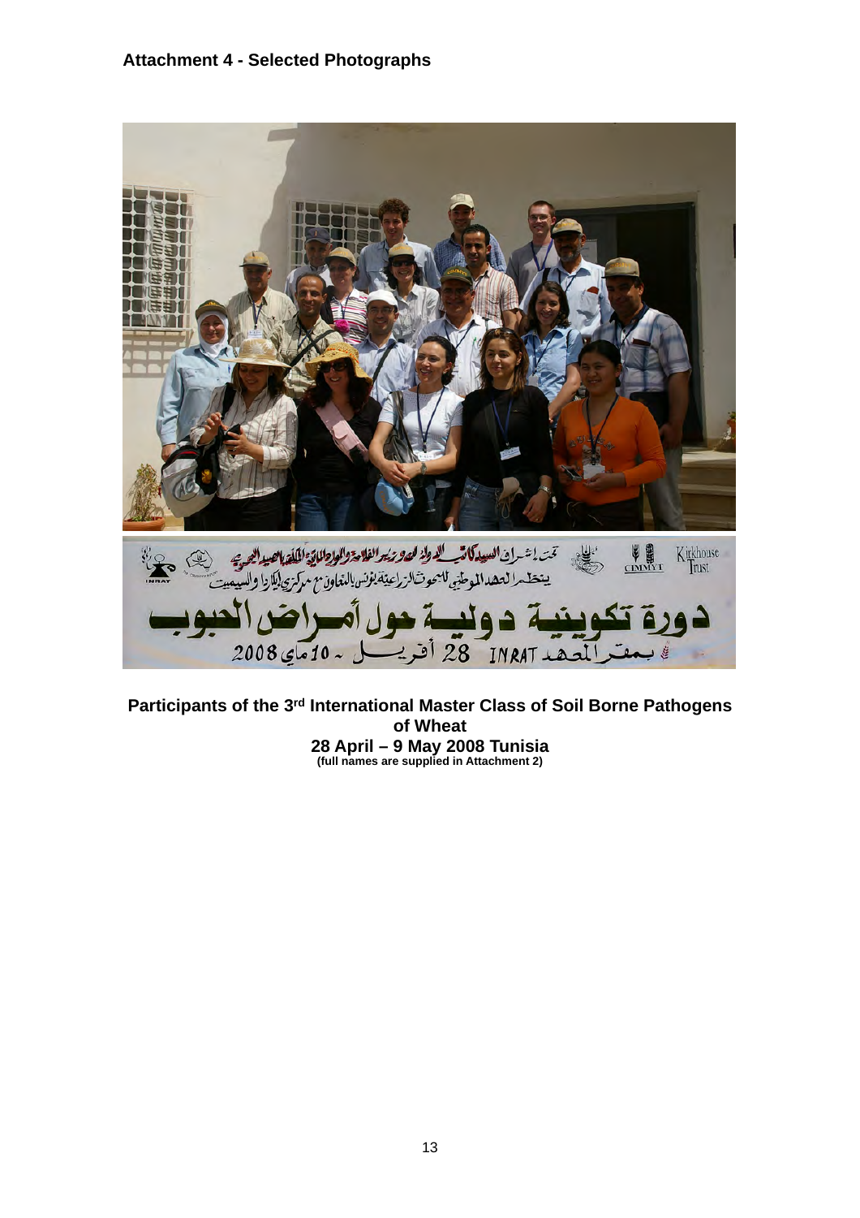**Attachment 4 - Selected Photographs**

**Participants of the 3rd International Master Class of Soil Borne Pathogens of Wheat**

**28 April – 9 May 2008 Tunisia**

**(full names are supplied in Attachment 2)**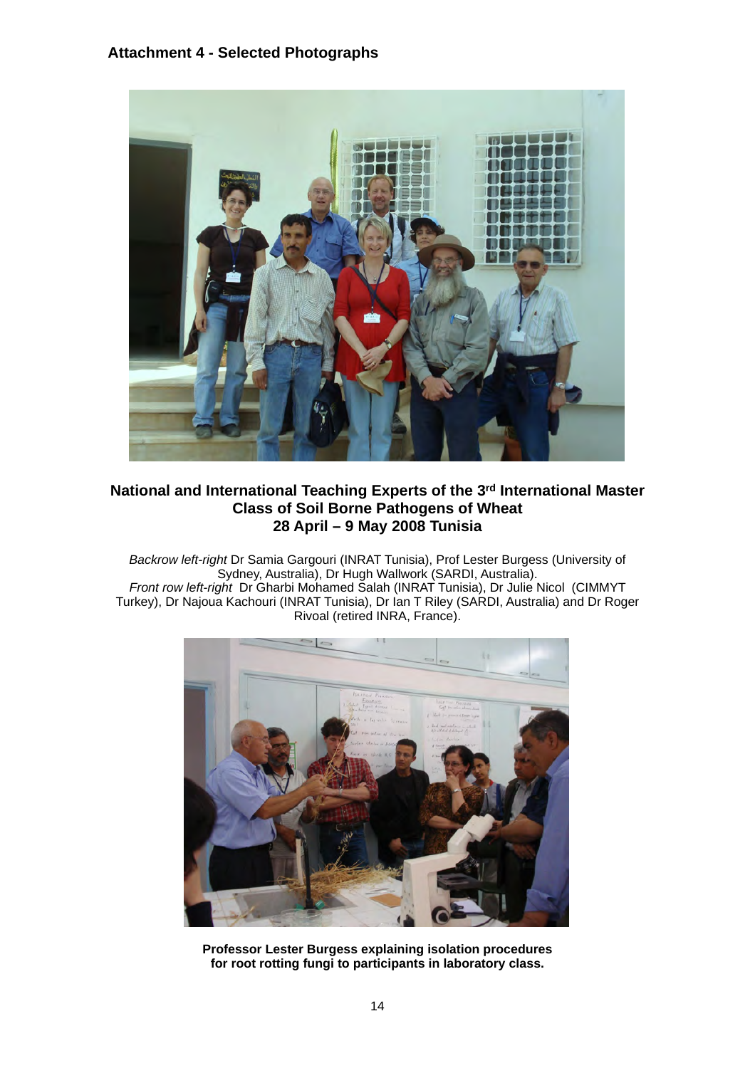## Attachment 4 - Selected Photographs

**National and International Teaching Experts of the 3rd International Master Class of Soil Borne Pathogens of Wheat**
**28 April – 9 May 2008 Tunisia**

*Backrow left-right* Dr Samia Gargouri (INRAT Tunisia), Prof Lester Burgess (University of Sydney, Australia), Dr Hugh Wallwork (SARDI, Australia).
*Front row left-right* Dr Gharbi Mohamed Salah (INRAT Tunisia), Dr Julie Nicol (CIMMYT Turkey), Dr Najoua Kachouri (INRAT Tunisia), Dr Ian T Riley (SARDI, Australia) and Dr Roger Rivoal (retired INRA, France).

**Professor Lester Burgess explaining isolation procedures for root rotting fungi to participants in laboratory class.**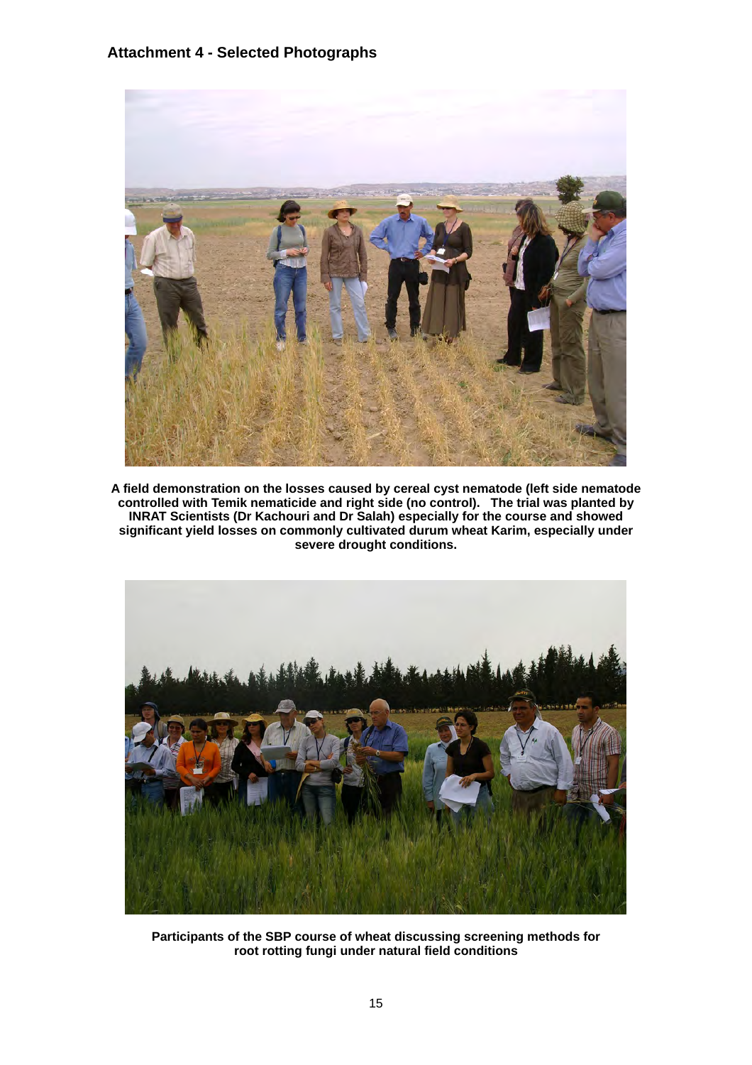## Attachment 4 - Selected Photographs

**A field demonstration on the losses caused by cereal cyst nematode (left side nematode controlled with Temik nematicide and right side (no control). The trial was planted by INRAT Scientists (Dr Kachouri and Dr Salah) especially for the course and showed significant yield losses on commonly cultivated durum wheat Karim, especially under severe drought conditions.**

**Participants of the SBP course of wheat discussing screening methods for root rotting fungi under natural field conditions**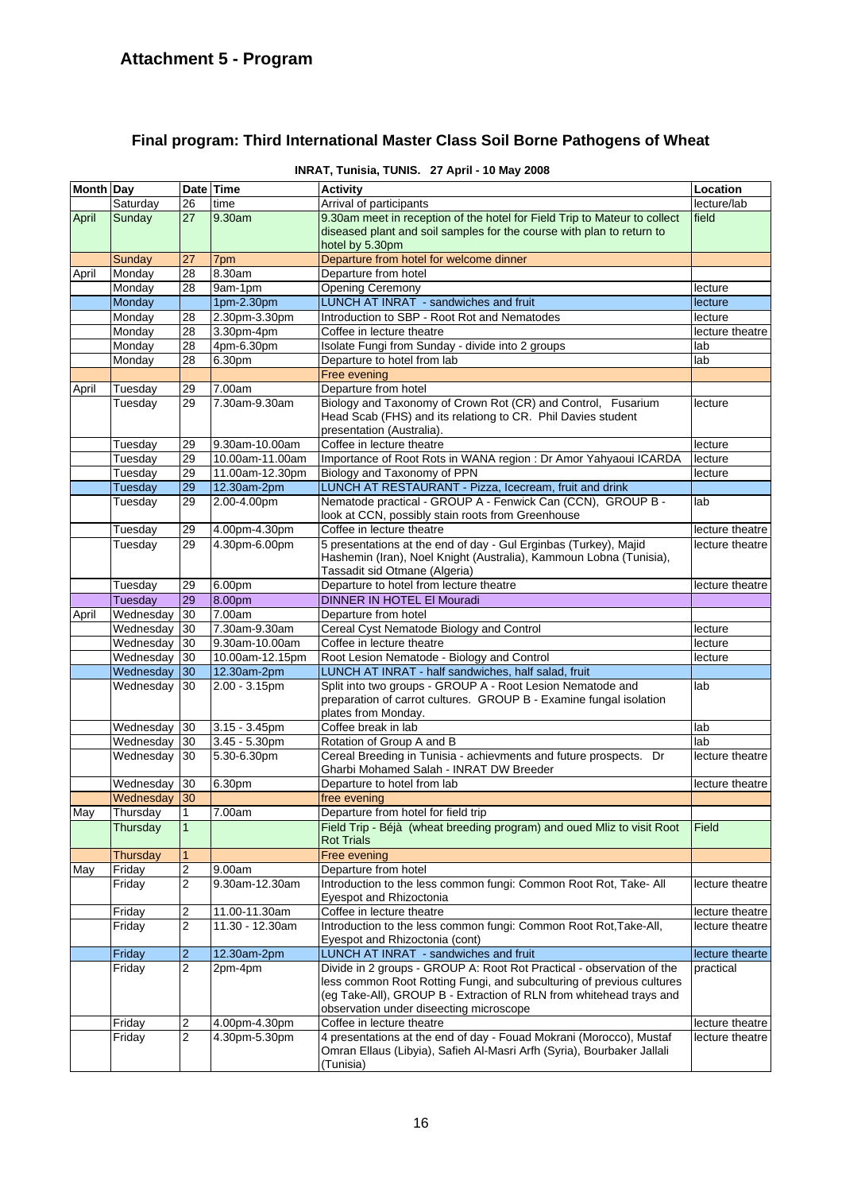## Attachment 5 - Program

### Final program: Third International Master Class Soil Borne Pathogens of Wheat

**INRAT, Tunisia, TUNIS. 27 April - 10 May 2008**

| Month | Day | Date | Time | Activity | Location |
|---|---|---|---|---|---|
| | Saturday | 26 | time | Arrival of participants | lecture/lab |
| April | Sunday | 27 | 9.30am | 9.30am meet in reception of the hotel for Field Trip to Mateur to collect diseased plant and soil samples for the course with plan to return to hotel by 5.30pm | field |
| | Sunday | 27 | 7pm | Departure from hotel for welcome dinner | |
| April | Monday | 28 | 8.30am | Departure from hotel | |
| | Monday | 28 | 9am-1pm | Opening Ceremony | lecture |
| | Monday | | 1pm-2.30pm | LUNCH AT INRAT - sandwiches and fruit | lecture |
| | Monday | 28 | 2.30pm-3.30pm | Introduction to SBP - Root Rot and Nematodes | lecture |
| | Monday | 28 | 3.30pm-4pm | Coffee in lecture theatre | lecture theatre |
| | Monday | 28 | 4pm-6.30pm | Isolate Fungi from Sunday - divide into 2 groups | lab |
| | Monday | 28 | 6.30pm | Departure to hotel from lab | lab |
| | | | | Free evening | |
| April | Tuesday | 29 | 7.00am | Departure from hotel | |
| | Tuesday | 29 | 7.30am-9.30am | Biology and Taxonomy of Crown Rot (CR) and Control, Fusarium Head Scab (FHS) and its relationg to CR. Phil Davies student presentation (Australia). | lecture |
| | Tuesday | 29 | 9.30am-10.00am | Coffee in lecture theatre | lecture |
| | Tuesday | 29 | 10.00am-11.00am | Importance of Root Rots in WANA region : Dr Amor Yahyaoui ICARDA | lecture |
| | Tuesday | 29 | 11.00am-12.30pm | Biology and Taxonomy of PPN | lecture |
| | Tuesday | 29 | 12.30am-2pm | LUNCH AT RESTAURANT - Pizza, Icecream, fruit and drink | |
| | Tuesday | 29 | 2.00-4.00pm | Nematode practical - GROUP A - Fenwick Can (CCN), GROUP B - look at CCN, possibly stain roots from Greenhouse | lab |
| | Tuesday | 29 | 4.00pm-4.30pm | Coffee in lecture theatre | lecture theatre |
| | Tuesday | 29 | 4.30pm-6.00pm | 5 presentations at the end of day - Gul Erginbas (Turkey), Majid Hashemin (Iran), Noel Knight (Australia), Kammoun Lobna (Tunisia), Tassadit sid Otmane (Algeria) | lecture theatre |
| | Tuesday | 29 | 6.00pm | Departure to hotel from lecture theatre | lecture theatre |
| | Tuesday | 29 | 8.00pm | DINNER IN HOTEL El Mouradi | |
| April | Wednesday | 30 | 7.00am | Departure from hotel | |
| | Wednesday | 30 | 7.30am-9.30am | Cereal Cyst Nematode Biology and Control | lecture |
| | Wednesday | 30 | 9.30am-10.00am | Coffee in lecture theatre | lecture |
| | Wednesday | 30 | 10.00am-12.15pm | Root Lesion Nematode - Biology and Control | lecture |
| | Wednesday | 30 | 12.30am-2pm | LUNCH AT INRAT - half sandwiches, half salad, fruit | |
| | Wednesday | 30 | 2.00 - 3.15pm | Split into two groups - GROUP A - Root Lesion Nematode and preparation of carrot cultures. GROUP B - Examine fungal isolation plates from Monday. | lab |
| | Wednesday | 30 | 3.15 - 3.45pm | Coffee break in lab | lab |
| | Wednesday | 30 | 3.45 - 5.30pm | Rotation of Group A and B | lab |
| | Wednesday | 30 | 5.30-6.30pm | Cereal Breeding in Tunisia - achievments and future prospects. Dr Gharbi Mohamed Salah - INRAT DW Breeder | lecture theatre |
| | Wednesday | 30 | 6.30pm | Departure to hotel from lab | lecture theatre |
| | Wednesday | 30 | | free evening | |
| May | Thursday | 1 | 7.00am | Departure from hotel for field trip | |
| | Thursday | 1 | | Field Trip - Béjà (wheat breeding program) and oued Mliz to visit Root Rot Trials | Field |
| | Thursday | 1 | | Free evening | |
| May | Friday | 2 | 9.00am | Departure from hotel | |
| | Friday | 2 | 9.30am-12.30am | Introduction to the less common fungi: Common Root Rot, Take- All Eyespot and Rhizoctonia | lecture theatre |
| | Friday | 2 | 11.00-11.30am | Coffee in lecture theatre | lecture theatre |
| | Friday | 2 | 11.30 - 12.30am | Introduction to the less common fungi: Common Root Rot,Take-All, Eyespot and Rhizoctonia (cont) | lecture theatre |
| | Friday | 2 | 12.30am-2pm | LUNCH AT INRAT - sandwiches and fruit | lecture thearte |
| | Friday | 2 | 2pm-4pm | Divide in 2 groups - GROUP A: Root Rot Practical - observation of the less common Root Rotting Fungi, and subculturing of previous cultures (eg Take-All), GROUP B - Extraction of RLN from whitehead trays and observation under diseecting microscope | practical |
| | Friday | 2 | 4.00pm-4.30pm | Coffee in lecture theatre | lecture theatre |
| | Friday | 2 | 4.30pm-5.30pm | 4 presentations at the end of day - Fouad Mokrani (Morocco), Mustaf Omran Ellaus (Libyia), Safieh Al-Masri Arfh (Syria), Bourbaker Jallali (Tunisia) | lecture theatre |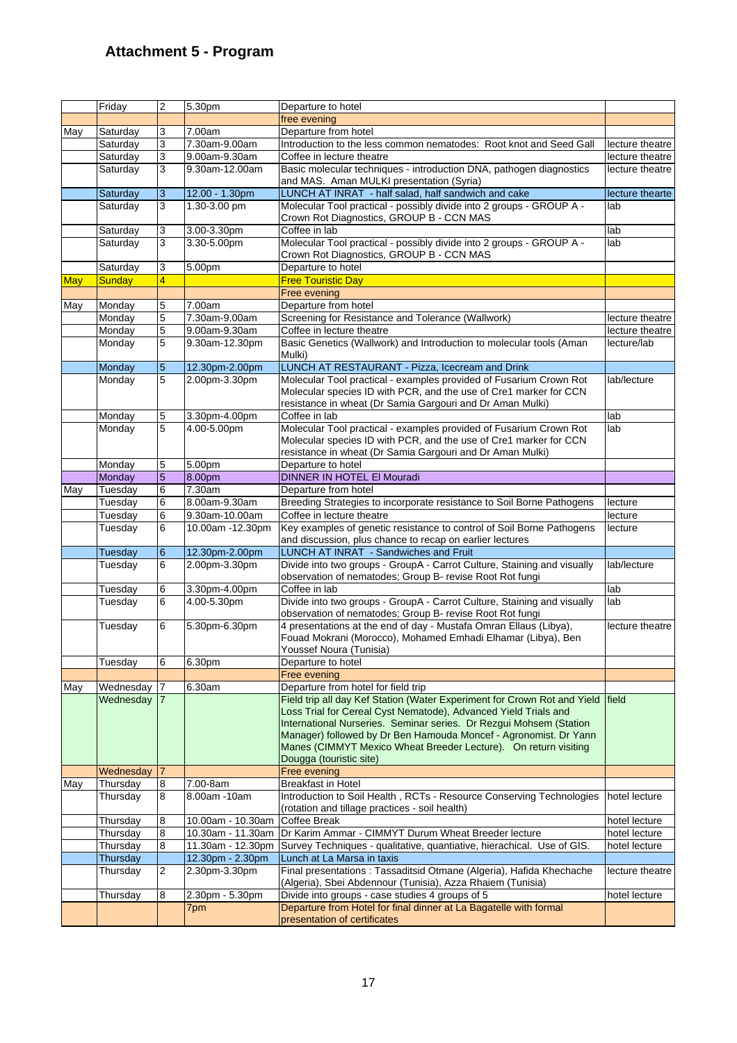## Attachment 5 - Program

| | | | | | |
|---|---|---|---|---|---|
| | Friday | 2 | 5.30pm | Departure to hotel | |
| | | | | free evening | |
| May | Saturday | 3 | 7.00am | Departure from hotel | |
| | Saturday | 3 | 7.30am-9.00am | Introduction to the less common nematodes: Root knot and Seed Gall | lecture theatre |
| | Saturday | 3 | 9.00am-9.30am | Coffee in lecture theatre | lecture theatre |
| | Saturday | 3 | 9.30am-12.00am | Basic molecular techniques - introduction DNA, pathogen diagnostics and MAS. Aman MULKI presentation (Syria) | lecture theatre |
| | Saturday | 3 | 12.00 - 1.30pm | LUNCH AT INRAT - half salad, half sandwich and cake | lecture thearte |
| | Saturday | 3 | 1.30-3.00 pm | Molecular Tool practical - possibly divide into 2 groups - GROUP A - Crown Rot Diagnostics, GROUP B - CCN MAS | lab |
| | Saturday | 3 | 3.00-3.30pm | Coffee in lab | lab |
| | Saturday | 3 | 3.30-5.00pm | Molecular Tool practical - possibly divide into 2 groups - GROUP A - Crown Rot Diagnostics, GROUP B - CCN MAS | lab |
| | Saturday | 3 | 5.00pm | Departure to hotel | |
| May | Sunday | 4 | | Free Touristic Day | |
| | | | | Free evening | |
| May | Monday | 5 | 7.00am | Departure from hotel | |
| | Monday | 5 | 7.30am-9.00am | Screening for Resistance and Tolerance (Wallwork) | lecture theatre |
| | Monday | 5 | 9.00am-9.30am | Coffee in lecture theatre | lecture theatre |
| | Monday | 5 | 9.30am-12.30pm | Basic Genetics (Wallwork) and Introduction to molecular tools (Aman Mulki) | lecture/lab |
| | Monday | 5 | 12.30pm-2.00pm | LUNCH AT RESTAURANT - Pizza, Icecream and Drink | |
| | Monday | 5 | 2.00pm-3.30pm | Molecular Tool practical - examples provided of Fusarium Crown Rot Molecular species ID with PCR, and the use of Cre1 marker for CCN resistance in wheat (Dr Samia Gargouri and Dr Aman Mulki) | lab/lecture |
| | Monday | 5 | 3.30pm-4.00pm | Coffee in lab | lab |
| | Monday | 5 | 4.00-5.00pm | Molecular Tool practical - examples provided of Fusarium Crown Rot Molecular species ID with PCR, and the use of Cre1 marker for CCN resistance in wheat (Dr Samia Gargouri and Dr Aman Mulki) | lab |
| | Monday | 5 | 5.00pm | Departure to hotel | |
| | Monday | 5 | 8.00pm | DINNER IN HOTEL El Mouradi | |
| May | Tuesday | 6 | 7.30am | Departure from hotel | |
| | Tuesday | 6 | 8.00am-9.30am | Breeding Strategies to incorporate resistance to Soil Borne Pathogens | lecture |
| | Tuesday | 6 | 9.30am-10.00am | Coffee in lecture theatre | lecture |
| | Tuesday | 6 | 10.00am -12.30pm | Key examples of genetic resistance to control of Soil Borne Pathogens and discussion, plus chance to recap on earlier lectures | lecture |
| | Tuesday | 6 | 12.30pm-2.00pm | LUNCH AT INRAT - Sandwiches and Fruit | |
| | Tuesday | 6 | 2.00pm-3.30pm | Divide into two groups - GroupA - Carrot Culture, Staining and visually observation of nematodes; Group B- revise Root Rot fungi | lab/lecture |
| | Tuesday | 6 | 3.30pm-4.00pm | Coffee in lab | lab |
| | Tuesday | 6 | 4.00-5.30pm | Divide into two groups - GroupA - Carrot Culture, Staining and visually observation of nematodes; Group B- revise Root Rot fungi | lab |
| | Tuesday | 6 | 5.30pm-6.30pm | 4 presentations at the end of day - Mustafa Omran Ellaus (Libya), Fouad Mokrani (Morocco), Mohamed Emhadi Elhamar (Libya), Ben Youssef Noura (Tunisia) | lecture theatre |
| | Tuesday | 6 | 6.30pm | Departure to hotel | |
| | | | | Free evening | |
| May | Wednesday | 7 | 6.30am | Departure from hotel for field trip | |
| | Wednesday | 7 | | Field trip all day Kef Station (Water Experiment for Crown Rot and Yield Loss Trial for Cereal Cyst Nematode), Advanced Yield Trials and International Nurseries. Seminar series. Dr Rezgui Mohsem (Station Manager) followed by Dr Ben Hamouda Moncef - Agronomist. Dr Yann Manes (CIMMYT Mexico Wheat Breeder Lecture). On return visiting Dougga (touristic site) | field |
| | Wednesday | 7 | | Free evening | |
| May | Thursday | 8 | 7.00-8am | Breakfast in Hotel | |
| | Thursday | 8 | 8.00am -10am | Introduction to Soil Health , RCTs - Resource Conserving Technologies (rotation and tillage practices - soil health) | hotel lecture |
| | Thursday | 8 | 10.00am - 10.30am | Coffee Break | hotel lecture |
| | Thursday | 8 | 10.30am - 11.30am | Dr Karim Ammar - CIMMYT Durum Wheat Breeder lecture | hotel lecture |
| | Thursday | 8 | 11.30am - 12.30pm | Survey Techniques - qualitative, quantiative, hierachical. Use of GIS. | hotel lecture |
| | Thursday | | 12.30pm - 2.30pm | Lunch at La Marsa in taxis | |
| | Thursday | 2 | 2.30pm-3.30pm | Final presentations : Tassaditsid Otmane (Algeria), Hafida Khechache (Algeria), Sbei Abdennour (Tunisia), Azza Rhaiem (Tunisia) | lecture theatre |
| | Thursday | 8 | 2.30pm - 5.30pm | Divide into groups - case studies 4 groups of 5 | hotel lecture |
| | | | 7pm | Departure from Hotel for final dinner at La Bagatelle with formal presentation of certificates | |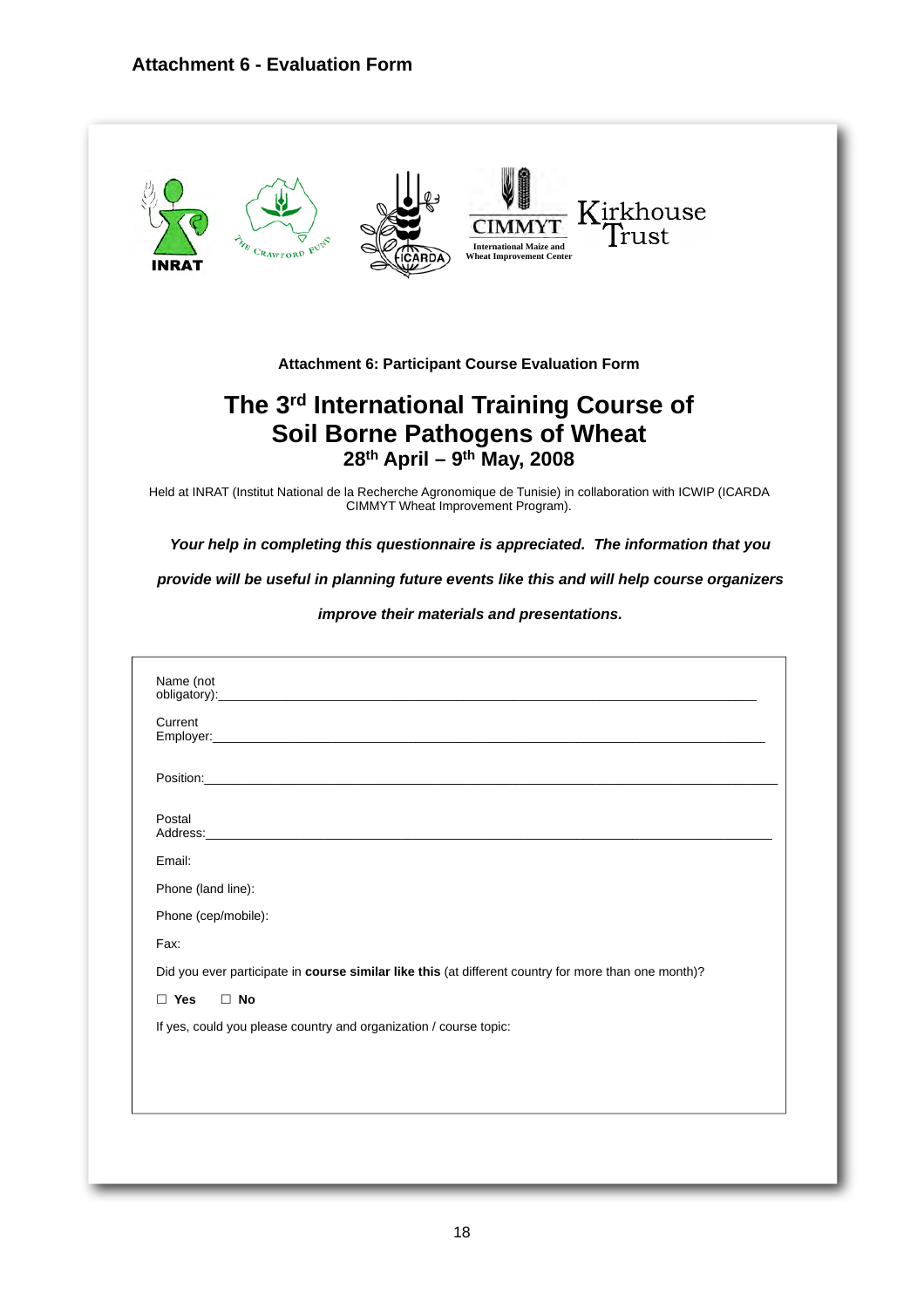## Attachment 6 - Evaluation Form

INRAT

THE CRAWFORD FUND

ICARDA

CIMMYT International Maize and Wheat Improvement Center

Kirkhouse Trust

**Attachment 6: Participant Course Evaluation Form**

# The 3rd International Training Course of Soil Borne Pathogens of Wheat

### 28th April – 9th May, 2008

Held at INRAT (Institut National de la Recherche Agronomique de Tunisie) in collaboration with ICWIP (ICARDA CIMMYT Wheat Improvement Program).

***Your help in completing this questionnaire is appreciated. The information that you provide will be useful in planning future events like this and will help course organizers improve their materials and presentations.***

Name (not obligatory):\_\_\_\_\_\_\_\_\_\_\_\_\_\_\_\_\_\_\_\_\_\_\_\_\_\_\_\_\_\_\_\_\_\_\_\_\_\_\_\_\_\_\_\_\_\_\_\_\_\_\_\_\_\_\_\_\_\_\_\_\_\_

Current Employer:\_\_\_\_\_\_\_\_\_\_\_\_\_\_\_\_\_\_\_\_\_\_\_\_\_\_\_\_\_\_\_\_\_\_\_\_\_\_\_\_\_\_\_\_\_\_\_\_\_\_\_\_\_\_\_\_\_\_\_\_\_\_\_\_

Position:\_\_\_\_\_\_\_\_\_\_\_\_\_\_\_\_\_\_\_\_\_\_\_\_\_\_\_\_\_\_\_\_\_\_\_\_\_\_\_\_\_\_\_\_\_\_\_\_\_\_\_\_\_\_\_\_\_\_\_\_\_\_\_\_\_\_\_\_\_\_\_

Postal Address:\_\_\_\_\_\_\_\_\_\_\_\_\_\_\_\_\_\_\_\_\_\_\_\_\_\_\_\_\_\_\_\_\_\_\_\_\_\_\_\_\_\_\_\_\_\_\_\_\_\_\_\_\_\_\_\_\_\_\_\_\_\_\_\_\_\_\_

Email:

Phone (land line):

Phone (cep/mobile):

Fax:

Did you ever participate in **course similar like this** (at different country for more than one month)?

☐ **Yes** ☐ **No**

If yes, could you please country and organization / course topic: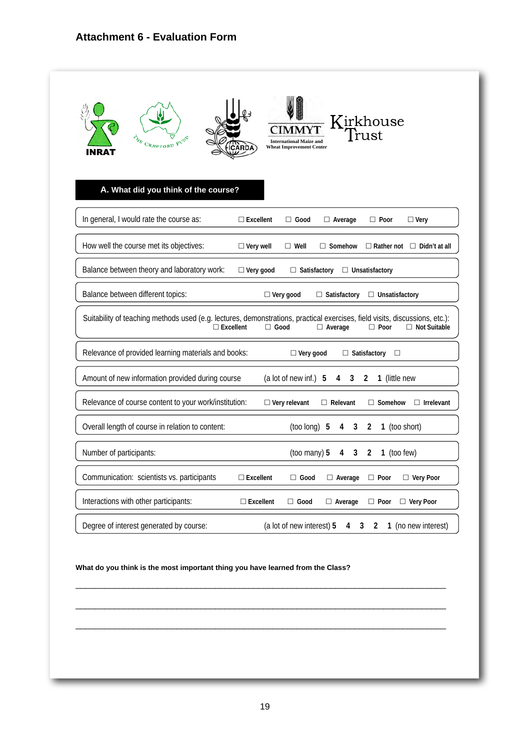## Attachment 6 - Evaluation Form

INRAT THE CRAWFORD FUND ICARDA CIMMYT International Maize and Wheat Improvement Center Kirkhouse Trust

### A. What did you think of the course?

| | |
|---|---|
| In general, I would rate the course as: | ☐ Excellent ☐ Good ☐ Average ☐ Poor ☐ Very |
| How well the course met its objectives: | ☐ Very well ☐ Well ☐ Somehow ☐ Rather not ☐ Didn't at all |
| Balance between theory and laboratory work: | ☐ Very good ☐ Satisfactory ☐ Unsatisfactory |
| Balance between different topics: | ☐ Very good ☐ Satisfactory ☐ Unsatisfactory |
| Suitability of teaching methods used (e.g. lectures, demonstrations, practical exercises, field visits, discussions, etc.): | ☐ Excellent ☐ Good ☐ Average ☐ Poor ☐ Not Suitable |
| Relevance of provided learning materials and books: | ☐ Very good ☐ Satisfactory ☐ |
| Amount of new information provided during course | (a lot of new inf.) **5 4 3 2 1** (little new |
| Relevance of course content to your work/institution: | ☐ Very relevant ☐ Relevant ☐ Somehow ☐ Irrelevant |
| Overall length of course in relation to content: | (too long) **5 4 3 2 1** (too short) |
| Number of participants: | (too many) **5 4 3 2 1** (too few) |
| Communication: scientists vs. participants | ☐ Excellent ☐ Good ☐ Average ☐ Poor ☐ Very Poor |
| Interactions with other participants: | ☐ Excellent ☐ Good ☐ Average ☐ Poor ☐ Very Poor |
| Degree of interest generated by course: | (a lot of new interest) **5 4 3 2 1** (no new interest) |

**What do you think is the most important thing you have learned from the Class?**

______________________________________________________________________________

______________________________________________________________________________

______________________________________________________________________________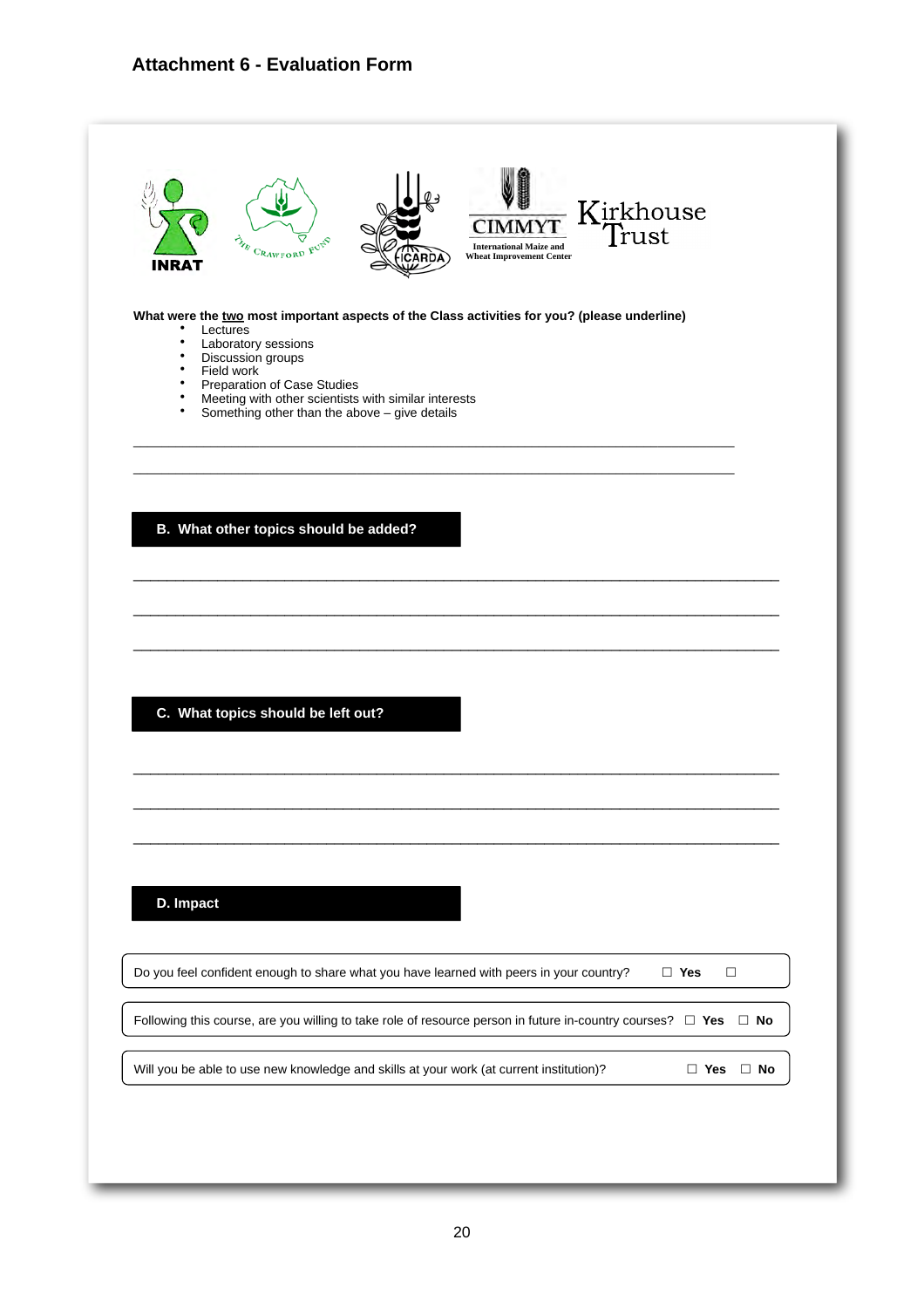## Attachment 6 - Evaluation Form

INRAT | The Crawford Fund | ICARDA | CIMMYT International Maize and Wheat Improvement Center | Kirkhouse Trust

**What were the two most important aspects of the Class activities for you? (please underline)**

- Lectures
- Laboratory sessions
- Discussion groups
- Field work
- Preparation of Case Studies
- Meeting with other scientists with similar interests
- Something other than the above – give details

\_\_\_\_\_\_\_\_\_\_\_\_\_\_\_\_\_\_\_\_\_\_\_\_\_\_\_\_\_\_\_\_\_\_\_\_\_\_\_\_\_\_\_\_\_\_\_\_\_\_\_\_\_\_\_\_\_\_\_\_\_\_\_\_\_\_\_\_\_\_\_\_\_\_

\_\_\_\_\_\_\_\_\_\_\_\_\_\_\_\_\_\_\_\_\_\_\_\_\_\_\_\_\_\_\_\_\_\_\_\_\_\_\_\_\_\_\_\_\_\_\_\_\_\_\_\_\_\_\_\_\_\_\_\_\_\_\_\_\_\_\_\_\_\_\_\_\_\_

### B. What other topics should be added?

\_\_\_\_\_\_\_\_\_\_\_\_\_\_\_\_\_\_\_\_\_\_\_\_\_\_\_\_\_\_\_\_\_\_\_\_\_\_\_\_\_\_\_\_\_\_\_\_\_\_\_\_\_\_\_\_\_\_\_\_\_\_\_\_\_\_\_\_\_\_\_\_\_\_

\_\_\_\_\_\_\_\_\_\_\_\_\_\_\_\_\_\_\_\_\_\_\_\_\_\_\_\_\_\_\_\_\_\_\_\_\_\_\_\_\_\_\_\_\_\_\_\_\_\_\_\_\_\_\_\_\_\_\_\_\_\_\_\_\_\_\_\_\_\_\_\_\_\_

\_\_\_\_\_\_\_\_\_\_\_\_\_\_\_\_\_\_\_\_\_\_\_\_\_\_\_\_\_\_\_\_\_\_\_\_\_\_\_\_\_\_\_\_\_\_\_\_\_\_\_\_\_\_\_\_\_\_\_\_\_\_\_\_\_\_\_\_\_\_\_\_\_\_

### C. What topics should be left out?

\_\_\_\_\_\_\_\_\_\_\_\_\_\_\_\_\_\_\_\_\_\_\_\_\_\_\_\_\_\_\_\_\_\_\_\_\_\_\_\_\_\_\_\_\_\_\_\_\_\_\_\_\_\_\_\_\_\_\_\_\_\_\_\_\_\_\_\_\_\_\_\_\_\_

\_\_\_\_\_\_\_\_\_\_\_\_\_\_\_\_\_\_\_\_\_\_\_\_\_\_\_\_\_\_\_\_\_\_\_\_\_\_\_\_\_\_\_\_\_\_\_\_\_\_\_\_\_\_\_\_\_\_\_\_\_\_\_\_\_\_\_\_\_\_\_\_\_\_

\_\_\_\_\_\_\_\_\_\_\_\_\_\_\_\_\_\_\_\_\_\_\_\_\_\_\_\_\_\_\_\_\_\_\_\_\_\_\_\_\_\_\_\_\_\_\_\_\_\_\_\_\_\_\_\_\_\_\_\_\_\_\_\_\_\_\_\_\_\_\_\_\_\_

### D. Impact

Do you feel confident enough to share what you have learned with peers in your country? ☐ **Yes** ☐

Following this course, are you willing to take role of resource person in future in-country courses? ☐ **Yes** ☐ **No**

Will you be able to use new knowledge and skills at your work (at current institution)? ☐ **Yes** ☐ **No**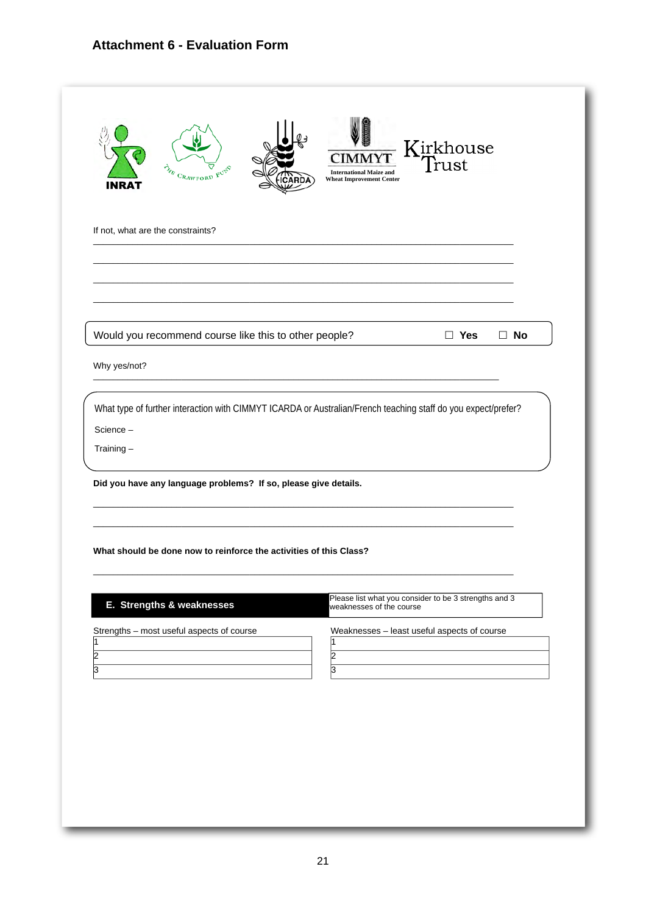## Attachment 6 - Evaluation Form

INRAT THE CRAWFORD FUND ICARDA CIMMYT International Maize and Wheat Improvement Center Kirkhouse Trust

If not, what are the constraints?

\_\_\_\_\_\_\_\_\_\_\_\_\_\_\_\_\_\_\_\_\_\_\_\_\_\_\_\_\_\_\_\_\_\_\_\_\_\_\_\_\_\_\_\_\_\_\_\_\_\_\_\_\_\_\_\_\_\_\_\_

\_\_\_\_\_\_\_\_\_\_\_\_\_\_\_\_\_\_\_\_\_\_\_\_\_\_\_\_\_\_\_\_\_\_\_\_\_\_\_\_\_\_\_\_\_\_\_\_\_\_\_\_\_\_\_\_\_\_\_\_

\_\_\_\_\_\_\_\_\_\_\_\_\_\_\_\_\_\_\_\_\_\_\_\_\_\_\_\_\_\_\_\_\_\_\_\_\_\_\_\_\_\_\_\_\_\_\_\_\_\_\_\_\_\_\_\_\_\_\_\_

\_\_\_\_\_\_\_\_\_\_\_\_\_\_\_\_\_\_\_\_\_\_\_\_\_\_\_\_\_\_\_\_\_\_\_\_\_\_\_\_\_\_\_\_\_\_\_\_\_\_\_\_\_\_\_\_\_\_\_\_

Would you recommend course like this to other people? ☐ **Yes** ☐ **No**

Why yes/not?

\_\_\_\_\_\_\_\_\_\_\_\_\_\_\_\_\_\_\_\_\_\_\_\_\_\_\_\_\_\_\_\_\_\_\_\_\_\_\_\_\_\_\_\_\_\_\_\_\_\_\_\_\_\_\_\_\_\_\_\_

What type of further interaction with CIMMYT ICARDA or Australian/French teaching staff do you expect/prefer?

Science –

Training –

**Did you have any language problems? If so, please give details.**

\_\_\_\_\_\_\_\_\_\_\_\_\_\_\_\_\_\_\_\_\_\_\_\_\_\_\_\_\_\_\_\_\_\_\_\_\_\_\_\_\_\_\_\_\_\_\_\_\_\_\_\_\_\_\_\_\_\_\_\_

\_\_\_\_\_\_\_\_\_\_\_\_\_\_\_\_\_\_\_\_\_\_\_\_\_\_\_\_\_\_\_\_\_\_\_\_\_\_\_\_\_\_\_\_\_\_\_\_\_\_\_\_\_\_\_\_\_\_\_\_

**What should be done now to reinforce the activities of this Class?**

\_\_\_\_\_\_\_\_\_\_\_\_\_\_\_\_\_\_\_\_\_\_\_\_\_\_\_\_\_\_\_\_\_\_\_\_\_\_\_\_\_\_\_\_\_\_\_\_\_\_\_\_\_\_\_\_\_\_\_\_

### E. Strengths & weaknesses

Please list what you consider to be 3 strengths and 3 weaknesses of the course

| Strengths – most useful aspects of course | Weaknesses – least useful aspects of course |
|---|---|
| 1 | 1 |
| 2 | 2 |
| 3 | 3 |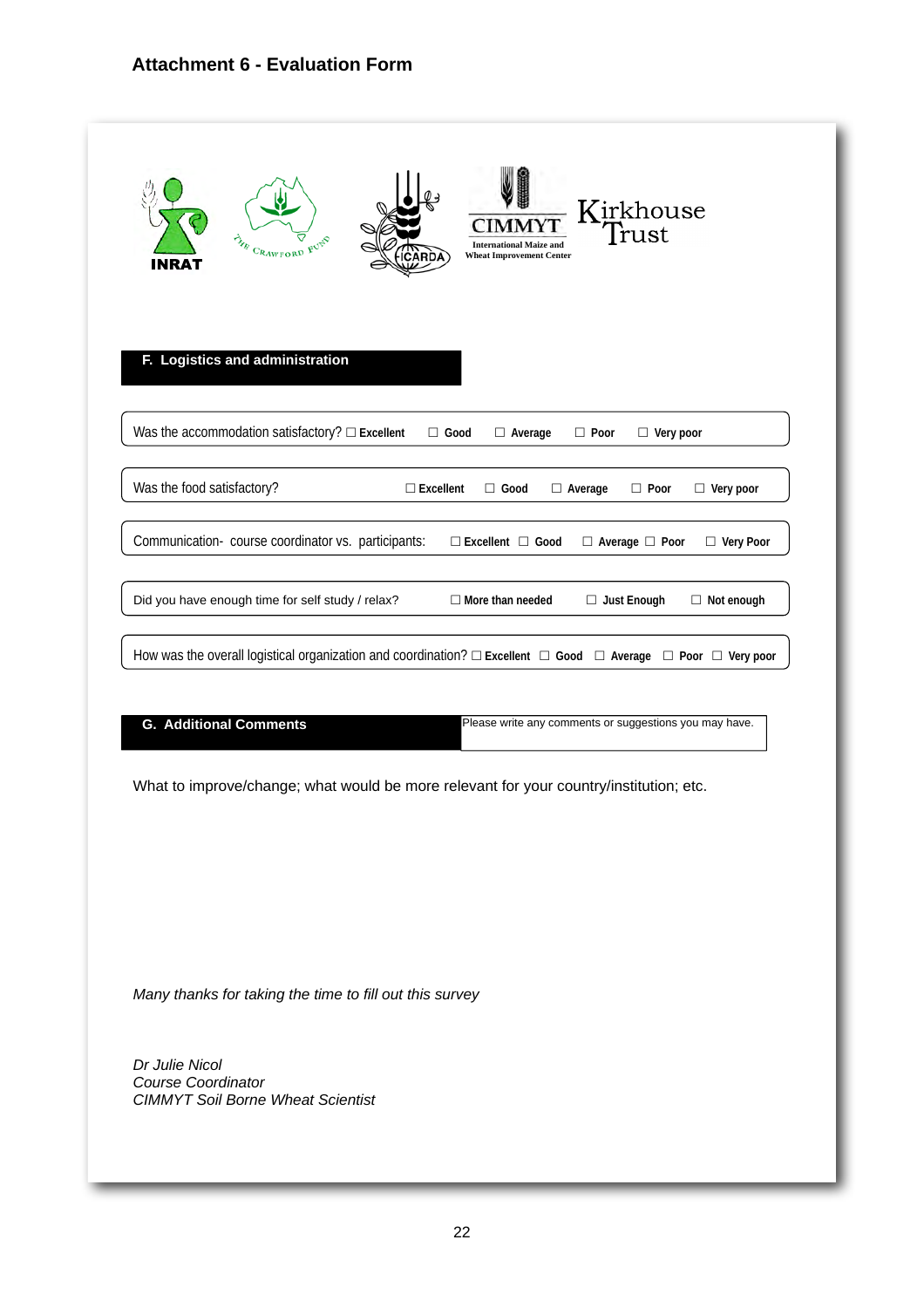## Attachment 6 - Evaluation Form

INRAT

THE CRAWFORD FUND

ICARDA

CIMMYT
International Maize and Wheat Improvement Center

Kirkhouse Trust

### F. Logistics and administration

Was the accommodation satisfactory? ☐ **Excellent** ☐ **Good** ☐ **Average** ☐ **Poor** ☐ **Very poor**

Was the food satisfactory? ☐ **Excellent** ☐ **Good** ☐ **Average** ☐ **Poor** ☐ **Very poor**

Communication- course coordinator vs. participants: ☐ **Excellent** ☐ **Good** ☐ **Average** ☐ **Poor** ☐ **Very Poor**

Did you have enough time for self study / relax? ☐ **More than needed** ☐ **Just Enough** ☐ **Not enough**

How was the overall logistical organization and coordination? ☐ **Excellent** ☐ **Good** ☐ **Average** ☐ **Poor** ☐ **Very poor**

### G. Additional Comments

Please write any comments or suggestions you may have.

What to improve/change; what would be more relevant for your country/institution; etc.

*Many thanks for taking the time to fill out this survey*

*Dr Julie Nicol*
*Course Coordinator*
*CIMMYT Soil Borne Wheat Scientist*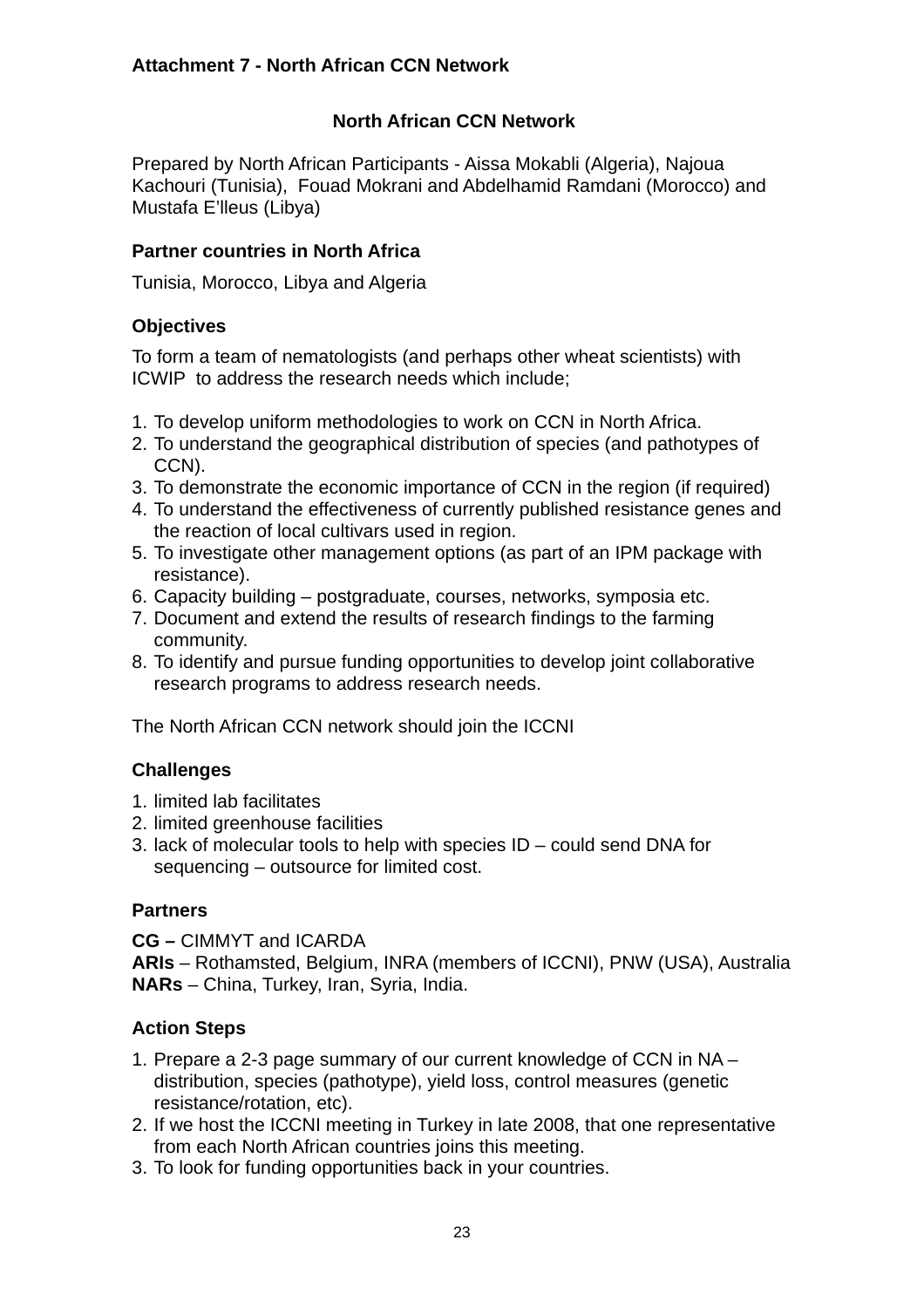**Attachment 7 - North African CCN Network**

## North African CCN Network

Prepared by North African Participants - Aissa Mokabli (Algeria), Najoua Kachouri (Tunisia), Fouad Mokrani and Abdelhamid Ramdani (Morocco) and Mustafa E'lleus (Libya)

### Partner countries in North Africa

Tunisia, Morocco, Libya and Algeria

### Objectives

To form a team of nematologists (and perhaps other wheat scientists) with ICWIP to address the research needs which include;

1. To develop uniform methodologies to work on CCN in North Africa.
2. To understand the geographical distribution of species (and pathotypes of CCN).
3. To demonstrate the economic importance of CCN in the region (if required)
4. To understand the effectiveness of currently published resistance genes and the reaction of local cultivars used in region.
5. To investigate other management options (as part of an IPM package with resistance).
6. Capacity building – postgraduate, courses, networks, symposia etc.
7. Document and extend the results of research findings to the farming community.
8. To identify and pursue funding opportunities to develop joint collaborative research programs to address research needs.

The North African CCN network should join the ICCNI

### Challenges

1. limited lab facilitates
2. limited greenhouse facilities
3. lack of molecular tools to help with species ID – could send DNA for sequencing – outsource for limited cost.

### Partners

**CG –** CIMMYT and ICARDA
**ARIs** – Rothamsted, Belgium, INRA (members of ICCNI), PNW (USA), Australia
**NARs** – China, Turkey, Iran, Syria, India.

### Action Steps

1. Prepare a 2-3 page summary of our current knowledge of CCN in NA – distribution, species (pathotype), yield loss, control measures (genetic resistance/rotation, etc).
2. If we host the ICCNI meeting in Turkey in late 2008, that one representative from each North African countries joins this meeting.
3. To look for funding opportunities back in your countries.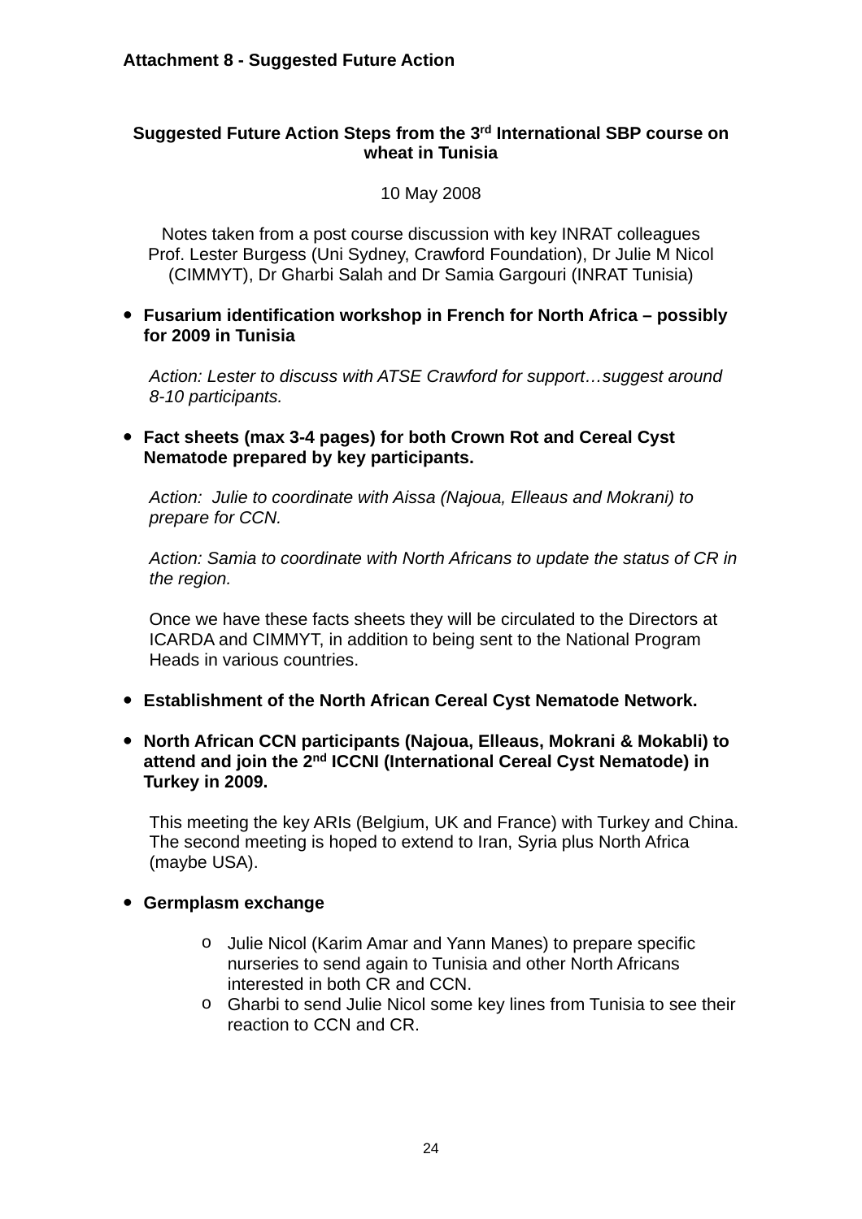**Attachment 8 - Suggested Future Action**

## Suggested Future Action Steps from the 3rd International SBP course on wheat in Tunisia

10 May 2008

Notes taken from a post course discussion with key INRAT colleagues Prof. Lester Burgess (Uni Sydney, Crawford Foundation), Dr Julie M Nicol (CIMMYT), Dr Gharbi Salah and Dr Samia Gargouri (INRAT Tunisia)

- **Fusarium identification workshop in French for North Africa – possibly for 2009 in Tunisia**

  *Action: Lester to discuss with ATSE Crawford for support…suggest around 8-10 participants.*

- **Fact sheets (max 3-4 pages) for both Crown Rot and Cereal Cyst Nematode prepared by key participants.**

  *Action: Julie to coordinate with Aissa (Najoua, Elleaus and Mokrani) to prepare for CCN.*

  *Action: Samia to coordinate with North Africans to update the status of CR in the region.*

  Once we have these facts sheets they will be circulated to the Directors at ICARDA and CIMMYT, in addition to being sent to the National Program Heads in various countries.

- **Establishment of the North African Cereal Cyst Nematode Network.**

- **North African CCN participants (Najoua, Elleaus, Mokrani & Mokabli) to attend and join the 2nd ICCNI (International Cereal Cyst Nematode) in Turkey in 2009.**

  This meeting the key ARIs (Belgium, UK and France) with Turkey and China. The second meeting is hoped to extend to Iran, Syria plus North Africa (maybe USA).

- **Germplasm exchange**

  - Julie Nicol (Karim Amar and Yann Manes) to prepare specific nurseries to send again to Tunisia and other North Africans interested in both CR and CCN.
  - Gharbi to send Julie Nicol some key lines from Tunisia to see their reaction to CCN and CR.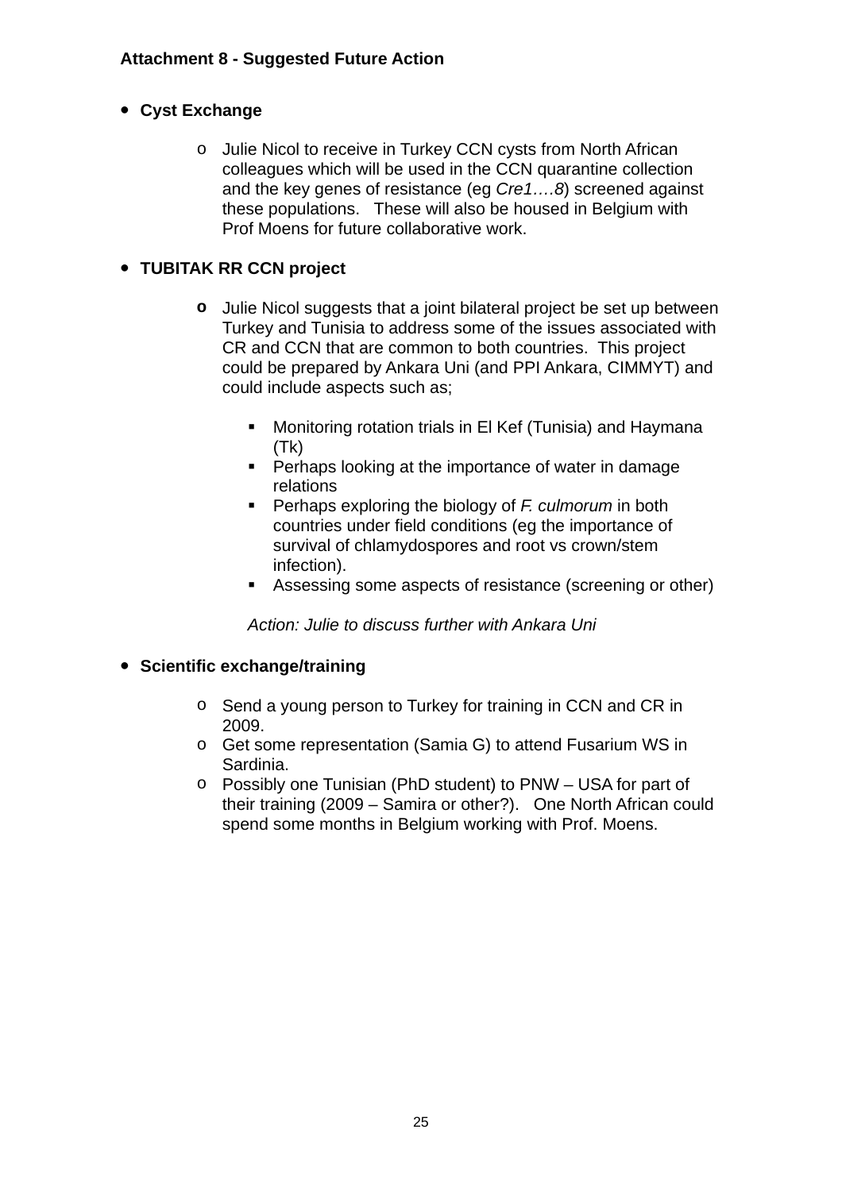**Attachment 8 - Suggested Future Action**

- **Cyst Exchange**
    - Julie Nicol to receive in Turkey CCN cysts from North African colleagues which will be used in the CCN quarantine collection and the key genes of resistance (eg *Cre1….8*) screened against these populations. These will also be housed in Belgium with Prof Moens for future collaborative work.

- **TUBITAK RR CCN project**
    - Julie Nicol suggests that a joint bilateral project be set up between Turkey and Tunisia to address some of the issues associated with CR and CCN that are common to both countries. This project could be prepared by Ankara Uni (and PPI Ankara, CIMMYT) and could include aspects such as;
        - Monitoring rotation trials in El Kef (Tunisia) and Haymana (Tk)
        - Perhaps looking at the importance of water in damage relations
        - Perhaps exploring the biology of *F. culmorum* in both countries under field conditions (eg the importance of survival of chlamydospores and root vs crown/stem infection).
        - Assessing some aspects of resistance (screening or other)

        *Action: Julie to discuss further with Ankara Uni*

- **Scientific exchange/training**
    - Send a young person to Turkey for training in CCN and CR in 2009.
    - Get some representation (Samia G) to attend Fusarium WS in Sardinia.
    - Possibly one Tunisian (PhD student) to PNW – USA for part of their training (2009 – Samira or other?). One North African could spend some months in Belgium working with Prof. Moens.